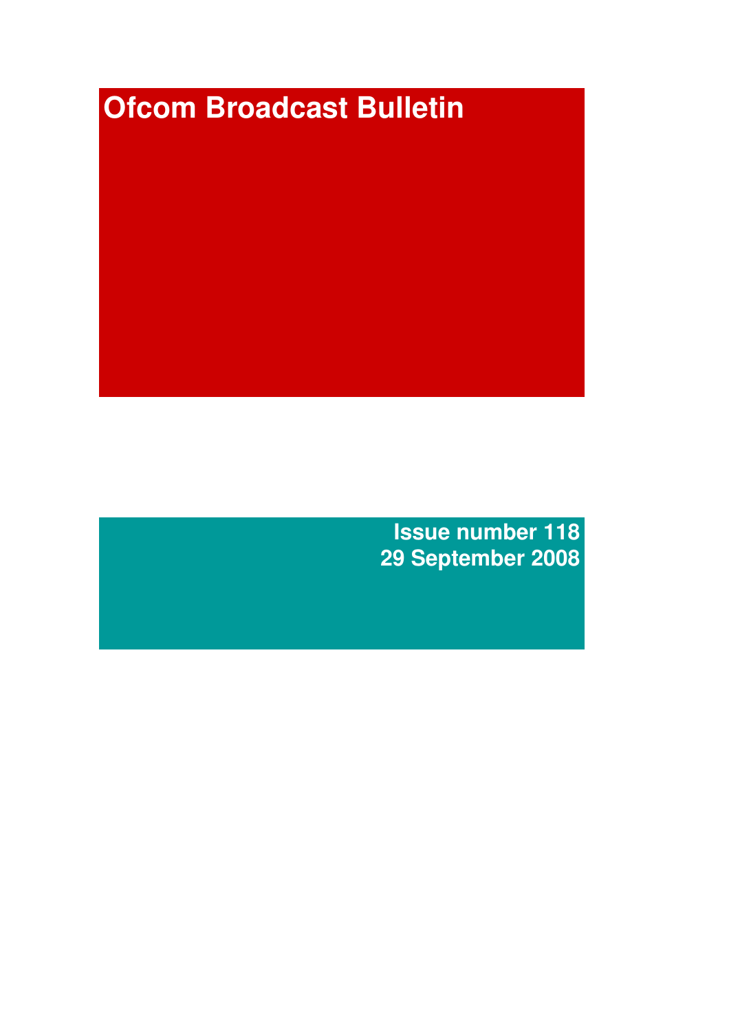# Ofcom Broadcast Bulletin

**Issue number 118**
**29 September 2008**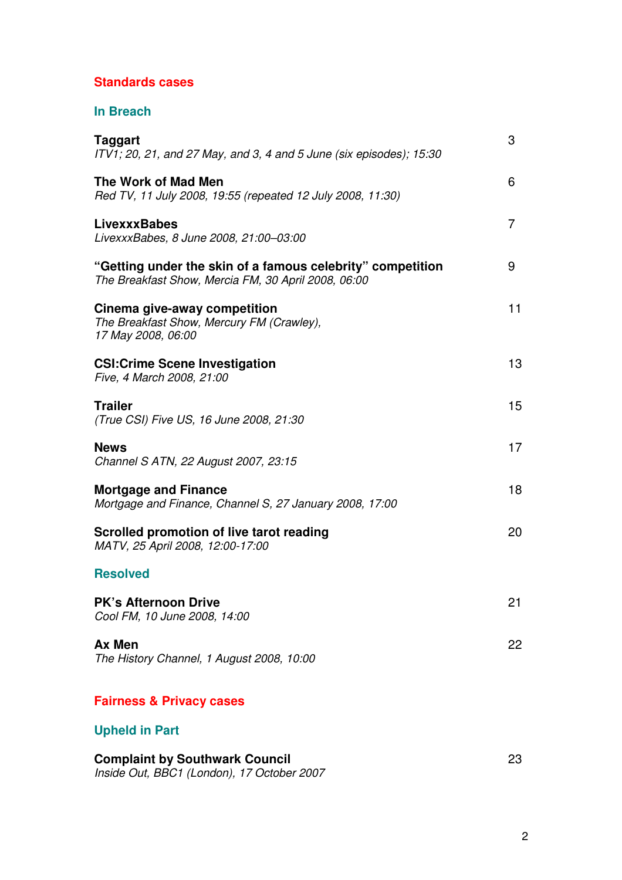## Standards cases

### In Breach

**Taggart** 3
*ITV1; 20, 21, and 27 May, and 3, 4 and 5 June (six episodes); 15:30*

**The Work of Mad Men** 6
*Red TV, 11 July 2008, 19:55 (repeated 12 July 2008, 11:30)*

**LivexxxBabes** 7
*LivexxxBabes, 8 June 2008, 21:00–03:00*

**"Getting under the skin of a famous celebrity" competition** 9
*The Breakfast Show, Mercia FM, 30 April 2008, 06:00*

**Cinema give-away competition** 11
*The Breakfast Show, Mercury FM (Crawley), 17 May 2008, 06:00*

**CSI:Crime Scene Investigation** 13
*Five, 4 March 2008, 21:00*

**Trailer** 15
*(True CSI) Five US, 16 June 2008, 21:30*

**News** 17
*Channel S ATN, 22 August 2007, 23:15*

**Mortgage and Finance** 18
*Mortgage and Finance, Channel S, 27 January 2008, 17:00*

**Scrolled promotion of live tarot reading** 20
*MATV, 25 April 2008, 12:00-17:00*

### Resolved

**PK's Afternoon Drive** 21
*Cool FM, 10 June 2008, 14:00*

**Ax Men** 22
*The History Channel, 1 August 2008, 10:00*

## Fairness & Privacy cases

### Upheld in Part

**Complaint by Southwark Council** 23
*Inside Out, BBC1 (London), 17 October 2007*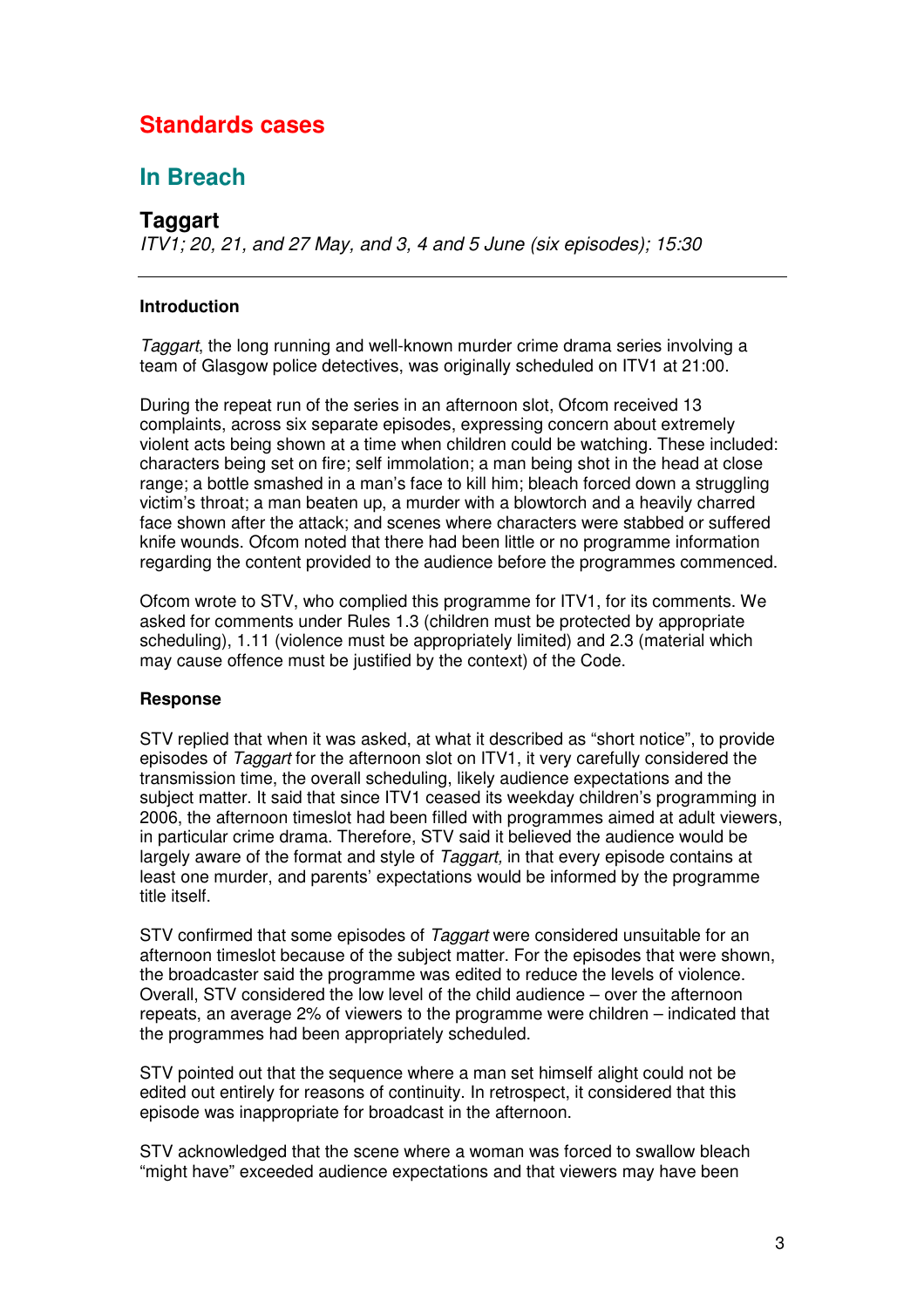# Standards cases

## In Breach

### Taggart

*ITV1; 20, 21, and 27 May, and 3, 4 and 5 June (six episodes); 15:30*

---

**Introduction**

*Taggart*, the long running and well-known murder crime drama series involving a team of Glasgow police detectives, was originally scheduled on ITV1 at 21:00.

During the repeat run of the series in an afternoon slot, Ofcom received 13 complaints, across six separate episodes, expressing concern about extremely violent acts being shown at a time when children could be watching. These included: characters being set on fire; self immolation; a man being shot in the head at close range; a bottle smashed in a man's face to kill him; bleach forced down a struggling victim's throat; a man beaten up, a murder with a blowtorch and a heavily charred face shown after the attack; and scenes where characters were stabbed or suffered knife wounds. Ofcom noted that there had been little or no programme information regarding the content provided to the audience before the programmes commenced.

Ofcom wrote to STV, who complied this programme for ITV1, for its comments. We asked for comments under Rules 1.3 (children must be protected by appropriate scheduling), 1.11 (violence must be appropriately limited) and 2.3 (material which may cause offence must be justified by the context) of the Code.

**Response**

STV replied that when it was asked, at what it described as "short notice", to provide episodes of *Taggart* for the afternoon slot on ITV1, it very carefully considered the transmission time, the overall scheduling, likely audience expectations and the subject matter. It said that since ITV1 ceased its weekday children's programming in 2006, the afternoon timeslot had been filled with programmes aimed at adult viewers, in particular crime drama. Therefore, STV said it believed the audience would be largely aware of the format and style of *Taggart,* in that every episode contains at least one murder, and parents' expectations would be informed by the programme title itself.

STV confirmed that some episodes of *Taggart* were considered unsuitable for an afternoon timeslot because of the subject matter. For the episodes that were shown, the broadcaster said the programme was edited to reduce the levels of violence. Overall, STV considered the low level of the child audience – over the afternoon repeats, an average 2% of viewers to the programme were children – indicated that the programmes had been appropriately scheduled.

STV pointed out that the sequence where a man set himself alight could not be edited out entirely for reasons of continuity. In retrospect, it considered that this episode was inappropriate for broadcast in the afternoon.

STV acknowledged that the scene where a woman was forced to swallow bleach "might have" exceeded audience expectations and that viewers may have been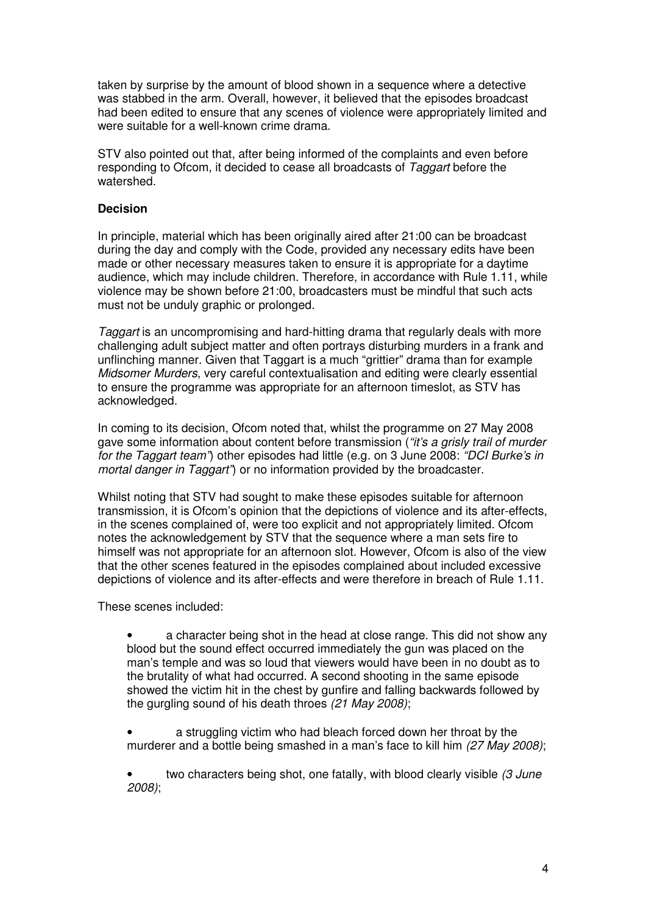taken by surprise by the amount of blood shown in a sequence where a detective was stabbed in the arm. Overall, however, it believed that the episodes broadcast had been edited to ensure that any scenes of violence were appropriately limited and were suitable for a well-known crime drama.

STV also pointed out that, after being informed of the complaints and even before responding to Ofcom, it decided to cease all broadcasts of *Taggart* before the watershed.

**Decision**

In principle, material which has been originally aired after 21:00 can be broadcast during the day and comply with the Code, provided any necessary edits have been made or other necessary measures taken to ensure it is appropriate for a daytime audience, which may include children. Therefore, in accordance with Rule 1.11, while violence may be shown before 21:00, broadcasters must be mindful that such acts must not be unduly graphic or prolonged.

*Taggart* is an uncompromising and hard-hitting drama that regularly deals with more challenging adult subject matter and often portrays disturbing murders in a frank and unflinching manner. Given that Taggart is a much "grittier" drama than for example *Midsomer Murders*, very careful contextualisation and editing were clearly essential to ensure the programme was appropriate for an afternoon timeslot, as STV has acknowledged.

In coming to its decision, Ofcom noted that, whilst the programme on 27 May 2008 gave some information about content before transmission (*"it's a grisly trail of murder for the Taggart team"*) other episodes had little (e.g. on 3 June 2008: *"DCI Burke's in mortal danger in Taggart"*) or no information provided by the broadcaster.

Whilst noting that STV had sought to make these episodes suitable for afternoon transmission, it is Ofcom's opinion that the depictions of violence and its after-effects, in the scenes complained of, were too explicit and not appropriately limited. Ofcom notes the acknowledgement by STV that the sequence where a man sets fire to himself was not appropriate for an afternoon slot. However, Ofcom is also of the view that the other scenes featured in the episodes complained about included excessive depictions of violence and its after-effects and were therefore in breach of Rule 1.11.

These scenes included:

- a character being shot in the head at close range. This did not show any blood but the sound effect occurred immediately the gun was placed on the man's temple and was so loud that viewers would have been in no doubt as to the brutality of what had occurred. A second shooting in the same episode showed the victim hit in the chest by gunfire and falling backwards followed by the gurgling sound of his death throes *(21 May 2008)*;

- a struggling victim who had bleach forced down her throat by the murderer and a bottle being smashed in a man's face to kill him *(27 May 2008)*;

- two characters being shot, one fatally, with blood clearly visible *(3 June 2008)*;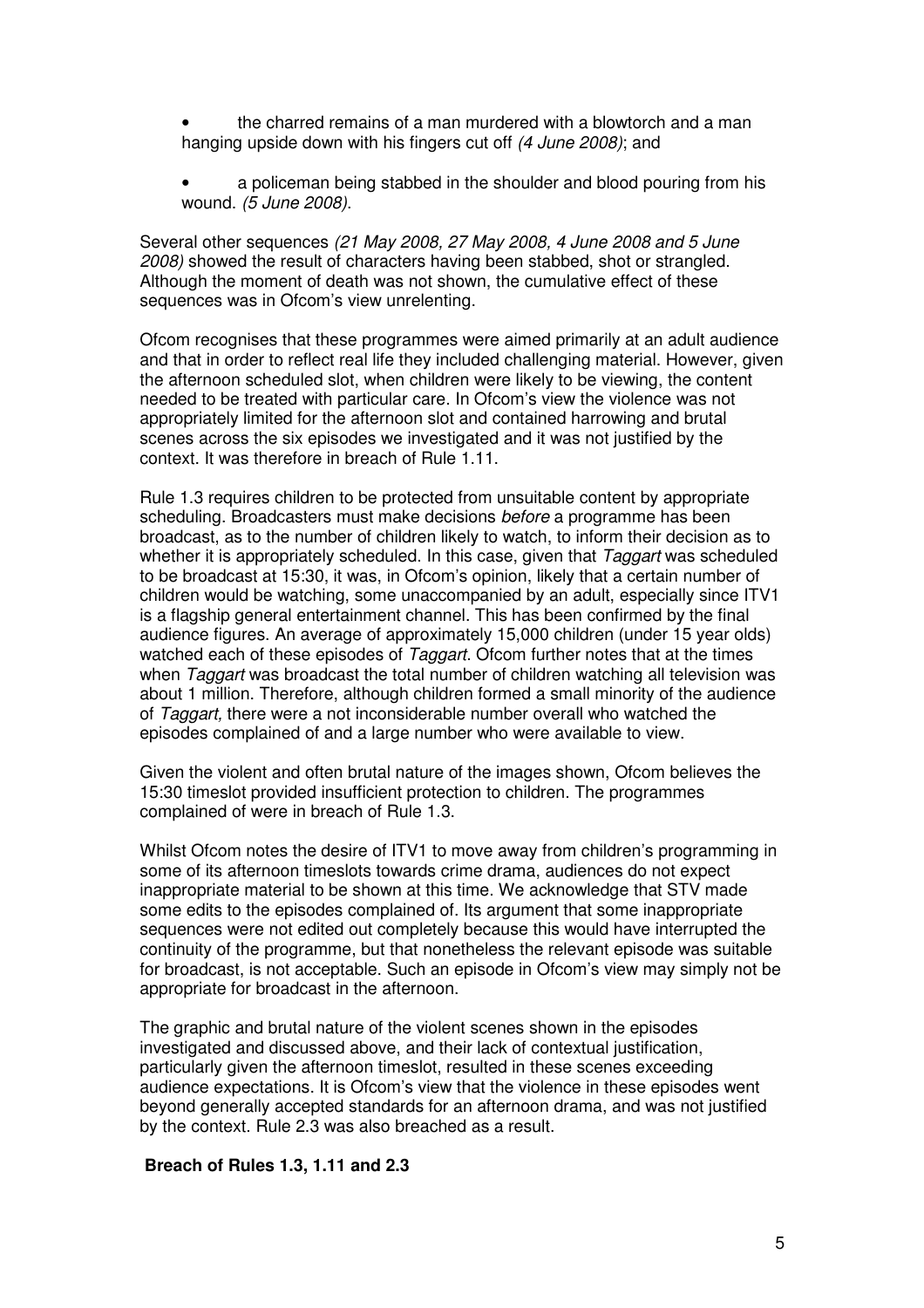- the charred remains of a man murdered with a blowtorch and a man hanging upside down with his fingers cut off *(4 June 2008)*; and

- a policeman being stabbed in the shoulder and blood pouring from his wound. *(5 June 2008)*.

Several other sequences *(21 May 2008, 27 May 2008, 4 June 2008 and 5 June 2008)* showed the result of characters having been stabbed, shot or strangled. Although the moment of death was not shown, the cumulative effect of these sequences was in Ofcom's view unrelenting.

Ofcom recognises that these programmes were aimed primarily at an adult audience and that in order to reflect real life they included challenging material. However, given the afternoon scheduled slot, when children were likely to be viewing, the content needed to be treated with particular care. In Ofcom's view the violence was not appropriately limited for the afternoon slot and contained harrowing and brutal scenes across the six episodes we investigated and it was not justified by the context. It was therefore in breach of Rule 1.11.

Rule 1.3 requires children to be protected from unsuitable content by appropriate scheduling. Broadcasters must make decisions *before* a programme has been broadcast, as to the number of children likely to watch, to inform their decision as to whether it is appropriately scheduled. In this case, given that *Taggart* was scheduled to be broadcast at 15:30, it was, in Ofcom's opinion, likely that a certain number of children would be watching, some unaccompanied by an adult, especially since ITV1 is a flagship general entertainment channel. This has been confirmed by the final audience figures. An average of approximately 15,000 children (under 15 year olds) watched each of these episodes of *Taggart*. Ofcom further notes that at the times when *Taggart* was broadcast the total number of children watching all television was about 1 million. Therefore, although children formed a small minority of the audience of *Taggart,* there were a not inconsiderable number overall who watched the episodes complained of and a large number who were available to view.

Given the violent and often brutal nature of the images shown, Ofcom believes the 15:30 timeslot provided insufficient protection to children. The programmes complained of were in breach of Rule 1.3.

Whilst Ofcom notes the desire of ITV1 to move away from children's programming in some of its afternoon timeslots towards crime drama, audiences do not expect inappropriate material to be shown at this time. We acknowledge that STV made some edits to the episodes complained of. Its argument that some inappropriate sequences were not edited out completely because this would have interrupted the continuity of the programme, but that nonetheless the relevant episode was suitable for broadcast, is not acceptable. Such an episode in Ofcom's view may simply not be appropriate for broadcast in the afternoon.

The graphic and brutal nature of the violent scenes shown in the episodes investigated and discussed above, and their lack of contextual justification, particularly given the afternoon timeslot, resulted in these scenes exceeding audience expectations. It is Ofcom's view that the violence in these episodes went beyond generally accepted standards for an afternoon drama, and was not justified by the context. Rule 2.3 was also breached as a result.

**Breach of Rules 1.3, 1.11 and 2.3**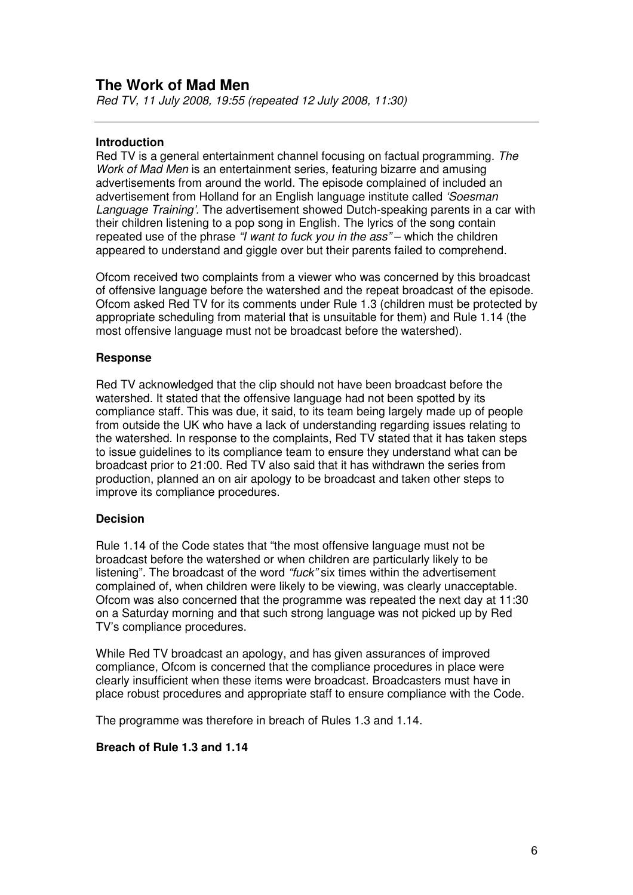## The Work of Mad Men

*Red TV, 11 July 2008, 19:55 (repeated 12 July 2008, 11:30)*

---

### Introduction

Red TV is a general entertainment channel focusing on factual programming. *The Work of Mad Men* is an entertainment series, featuring bizarre and amusing advertisements from around the world. The episode complained of included an advertisement from Holland for an English language institute called *'Soesman Language Training'.* The advertisement showed Dutch-speaking parents in a car with their children listening to a pop song in English. The lyrics of the song contain repeated use of the phrase *"I want to fuck you in the ass"* – which the children appeared to understand and giggle over but their parents failed to comprehend.

Ofcom received two complaints from a viewer who was concerned by this broadcast of offensive language before the watershed and the repeat broadcast of the episode. Ofcom asked Red TV for its comments under Rule 1.3 (children must be protected by appropriate scheduling from material that is unsuitable for them) and Rule 1.14 (the most offensive language must not be broadcast before the watershed).

### Response

Red TV acknowledged that the clip should not have been broadcast before the watershed. It stated that the offensive language had not been spotted by its compliance staff. This was due, it said, to its team being largely made up of people from outside the UK who have a lack of understanding regarding issues relating to the watershed. In response to the complaints, Red TV stated that it has taken steps to issue guidelines to its compliance team to ensure they understand what can be broadcast prior to 21:00. Red TV also said that it has withdrawn the series from production, planned an on air apology to be broadcast and taken other steps to improve its compliance procedures.

### Decision

Rule 1.14 of the Code states that "the most offensive language must not be broadcast before the watershed or when children are particularly likely to be listening". The broadcast of the word *"fuck"* six times within the advertisement complained of, when children were likely to be viewing, was clearly unacceptable. Ofcom was also concerned that the programme was repeated the next day at 11:30 on a Saturday morning and that such strong language was not picked up by Red TV's compliance procedures.

While Red TV broadcast an apology, and has given assurances of improved compliance, Ofcom is concerned that the compliance procedures in place were clearly insufficient when these items were broadcast. Broadcasters must have in place robust procedures and appropriate staff to ensure compliance with the Code.

The programme was therefore in breach of Rules 1.3 and 1.14.

**Breach of Rule 1.3 and 1.14**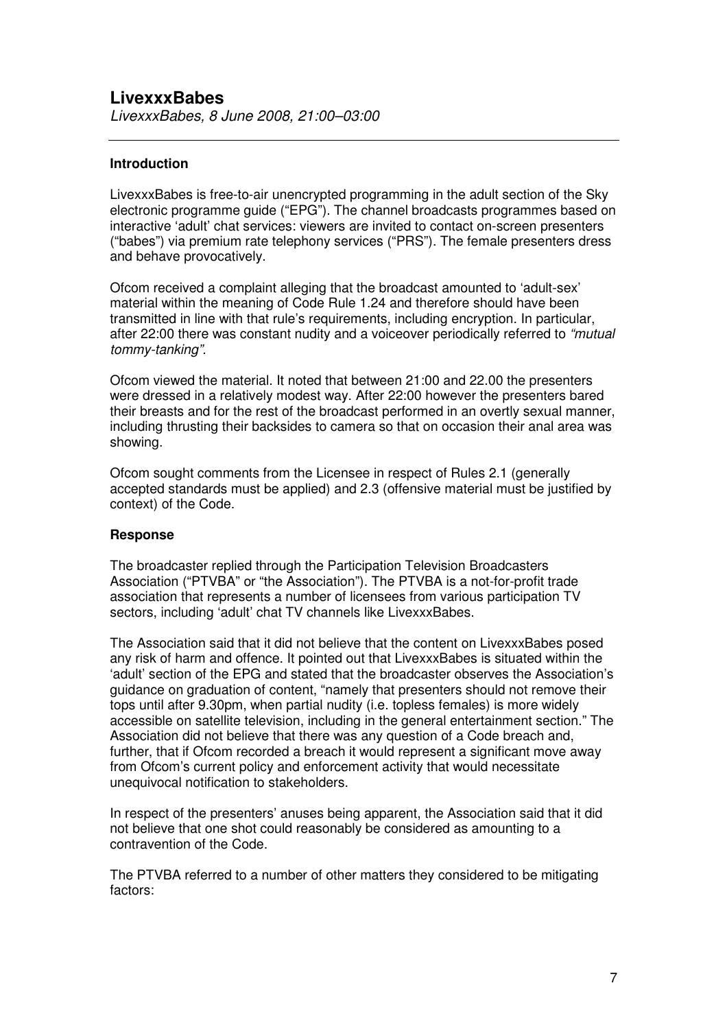## LivexxxBabes

*LivexxxBabes, 8 June 2008, 21:00–03:00*

---

### Introduction

LivexxxBabes is free-to-air unencrypted programming in the adult section of the Sky electronic programme guide ("EPG"). The channel broadcasts programmes based on interactive 'adult' chat services: viewers are invited to contact on-screen presenters ("babes") via premium rate telephony services ("PRS"). The female presenters dress and behave provocatively.

Ofcom received a complaint alleging that the broadcast amounted to 'adult-sex' material within the meaning of Code Rule 1.24 and therefore should have been transmitted in line with that rule's requirements, including encryption. In particular, after 22:00 there was constant nudity and a voiceover periodically referred to *"mutual tommy-tanking"*.

Ofcom viewed the material. It noted that between 21:00 and 22.00 the presenters were dressed in a relatively modest way. After 22:00 however the presenters bared their breasts and for the rest of the broadcast performed in an overtly sexual manner, including thrusting their backsides to camera so that on occasion their anal area was showing.

Ofcom sought comments from the Licensee in respect of Rules 2.1 (generally accepted standards must be applied) and 2.3 (offensive material must be justified by context) of the Code.

### Response

The broadcaster replied through the Participation Television Broadcasters Association ("PTVBA" or "the Association"). The PTVBA is a not-for-profit trade association that represents a number of licensees from various participation TV sectors, including 'adult' chat TV channels like LivexxxBabes.

The Association said that it did not believe that the content on LivexxxBabes posed any risk of harm and offence. It pointed out that LivexxxBabes is situated within the 'adult' section of the EPG and stated that the broadcaster observes the Association's guidance on graduation of content, "namely that presenters should not remove their tops until after 9.30pm, when partial nudity (i.e. topless females) is more widely accessible on satellite television, including in the general entertainment section." The Association did not believe that there was any question of a Code breach and, further, that if Ofcom recorded a breach it would represent a significant move away from Ofcom's current policy and enforcement activity that would necessitate unequivocal notification to stakeholders.

In respect of the presenters' anuses being apparent, the Association said that it did not believe that one shot could reasonably be considered as amounting to a contravention of the Code.

The PTVBA referred to a number of other matters they considered to be mitigating factors: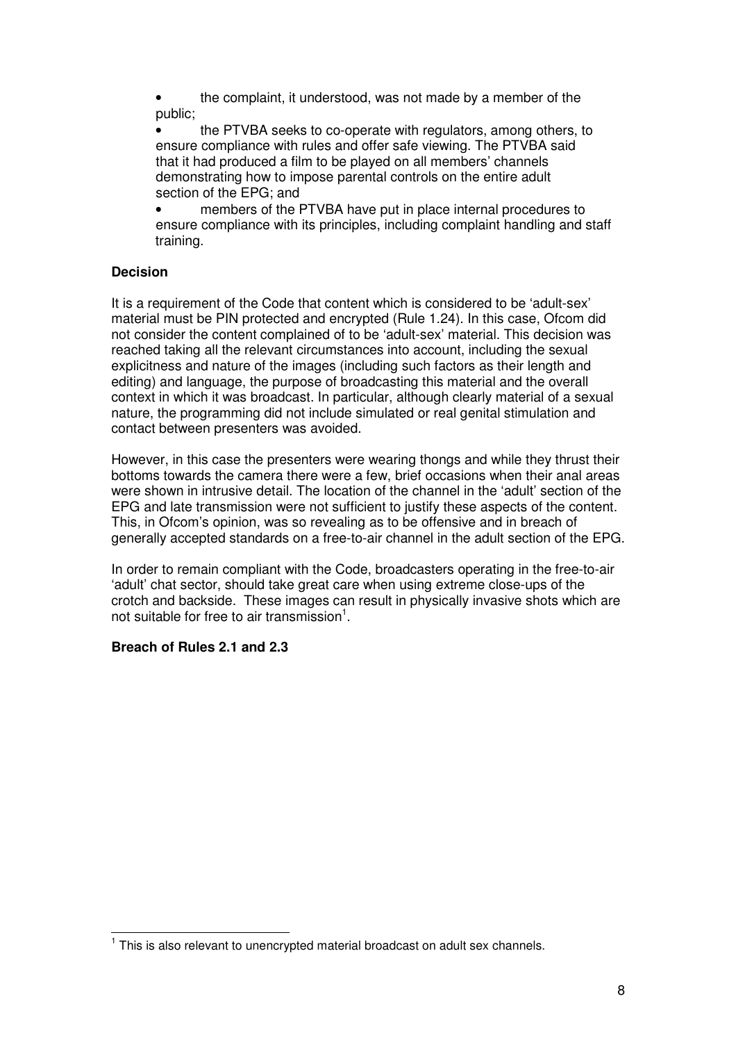- the complaint, it understood, was not made by a member of the public;
- the PTVBA seeks to co-operate with regulators, among others, to ensure compliance with rules and offer safe viewing. The PTVBA said that it had produced a film to be played on all members' channels demonstrating how to impose parental controls on the entire adult section of the EPG; and
- members of the PTVBA have put in place internal procedures to ensure compliance with its principles, including complaint handling and staff training.

**Decision**

It is a requirement of the Code that content which is considered to be 'adult-sex' material must be PIN protected and encrypted (Rule 1.24). In this case, Ofcom did not consider the content complained of to be 'adult-sex' material. This decision was reached taking all the relevant circumstances into account, including the sexual explicitness and nature of the images (including such factors as their length and editing) and language, the purpose of broadcasting this material and the overall context in which it was broadcast. In particular, although clearly material of a sexual nature, the programming did not include simulated or real genital stimulation and contact between presenters was avoided.

However, in this case the presenters were wearing thongs and while they thrust their bottoms towards the camera there were a few, brief occasions when their anal areas were shown in intrusive detail. The location of the channel in the 'adult' section of the EPG and late transmission were not sufficient to justify these aspects of the content. This, in Ofcom's opinion, was so revealing as to be offensive and in breach of generally accepted standards on a free-to-air channel in the adult section of the EPG.

In order to remain compliant with the Code, broadcasters operating in the free-to-air 'adult' chat sector, should take great care when using extreme close-ups of the crotch and backside. These images can result in physically invasive shots which are not suitable for free to air transmission[1].

**Breach of Rules 2.1 and 2.3**

[1] This is also relevant to unencrypted material broadcast on adult sex channels.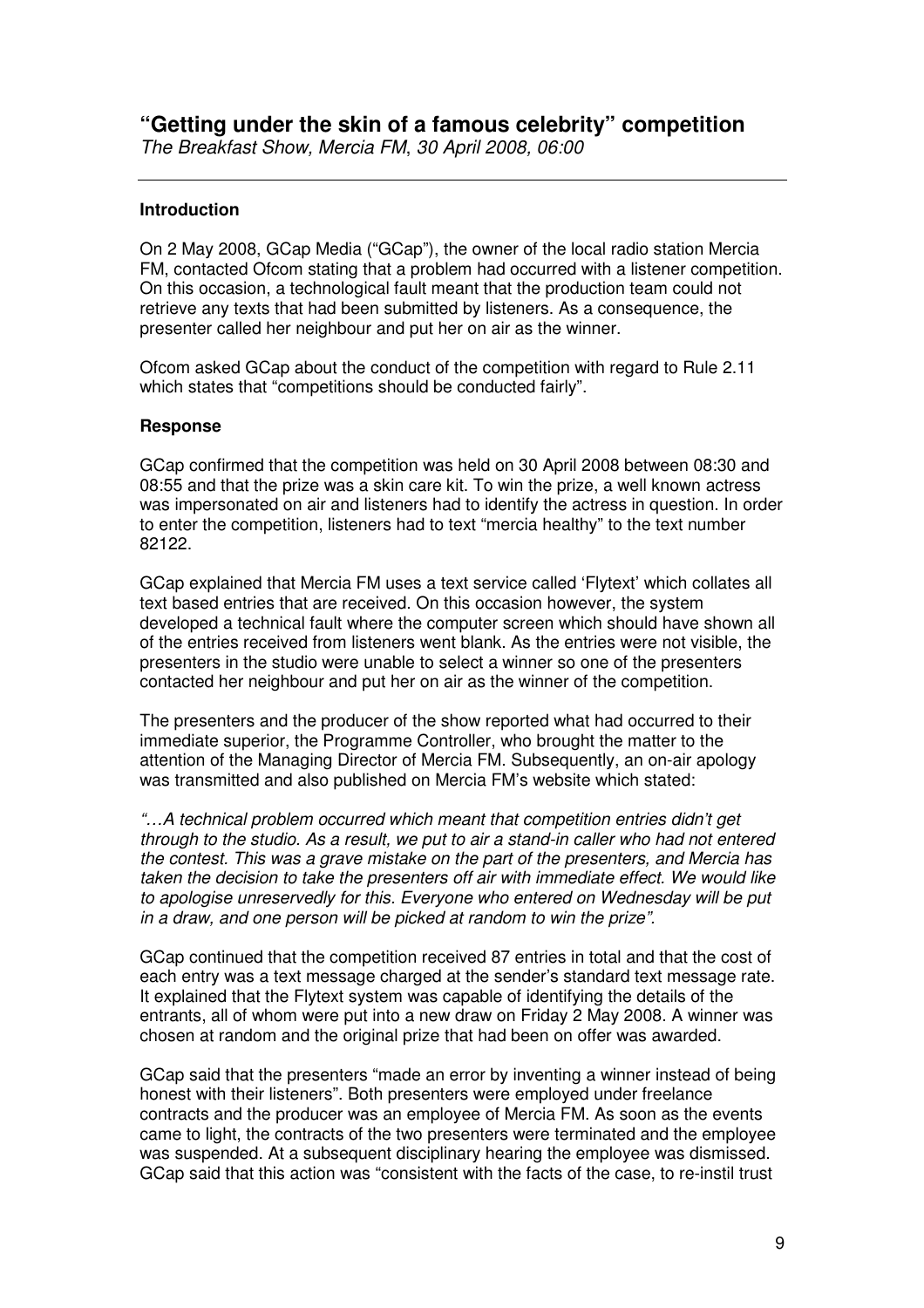## "Getting under the skin of a famous celebrity" competition

*The Breakfast Show, Mercia FM, 30 April 2008, 06:00*

---

### Introduction

On 2 May 2008, GCap Media ("GCap"), the owner of the local radio station Mercia FM, contacted Ofcom stating that a problem had occurred with a listener competition. On this occasion, a technological fault meant that the production team could not retrieve any texts that had been submitted by listeners. As a consequence, the presenter called her neighbour and put her on air as the winner.

Ofcom asked GCap about the conduct of the competition with regard to Rule 2.11 which states that "competitions should be conducted fairly".

### Response

GCap confirmed that the competition was held on 30 April 2008 between 08:30 and 08:55 and that the prize was a skin care kit. To win the prize, a well known actress was impersonated on air and listeners had to identify the actress in question. In order to enter the competition, listeners had to text "mercia healthy" to the text number 82122.

GCap explained that Mercia FM uses a text service called 'Flytext' which collates all text based entries that are received. On this occasion however, the system developed a technical fault where the computer screen which should have shown all of the entries received from listeners went blank. As the entries were not visible, the presenters in the studio were unable to select a winner so one of the presenters contacted her neighbour and put her on air as the winner of the competition.

The presenters and the producer of the show reported what had occurred to their immediate superior, the Programme Controller, who brought the matter to the attention of the Managing Director of Mercia FM. Subsequently, an on-air apology was transmitted and also published on Mercia FM's website which stated:

*"…A technical problem occurred which meant that competition entries didn't get through to the studio. As a result, we put to air a stand-in caller who had not entered the contest. This was a grave mistake on the part of the presenters, and Mercia has taken the decision to take the presenters off air with immediate effect. We would like to apologise unreservedly for this. Everyone who entered on Wednesday will be put in a draw, and one person will be picked at random to win the prize".*

GCap continued that the competition received 87 entries in total and that the cost of each entry was a text message charged at the sender's standard text message rate. It explained that the Flytext system was capable of identifying the details of the entrants, all of whom were put into a new draw on Friday 2 May 2008. A winner was chosen at random and the original prize that had been on offer was awarded.

GCap said that the presenters "made an error by inventing a winner instead of being honest with their listeners". Both presenters were employed under freelance contracts and the producer was an employee of Mercia FM. As soon as the events came to light, the contracts of the two presenters were terminated and the employee was suspended. At a subsequent disciplinary hearing the employee was dismissed. GCap said that this action was "consistent with the facts of the case, to re-instil trust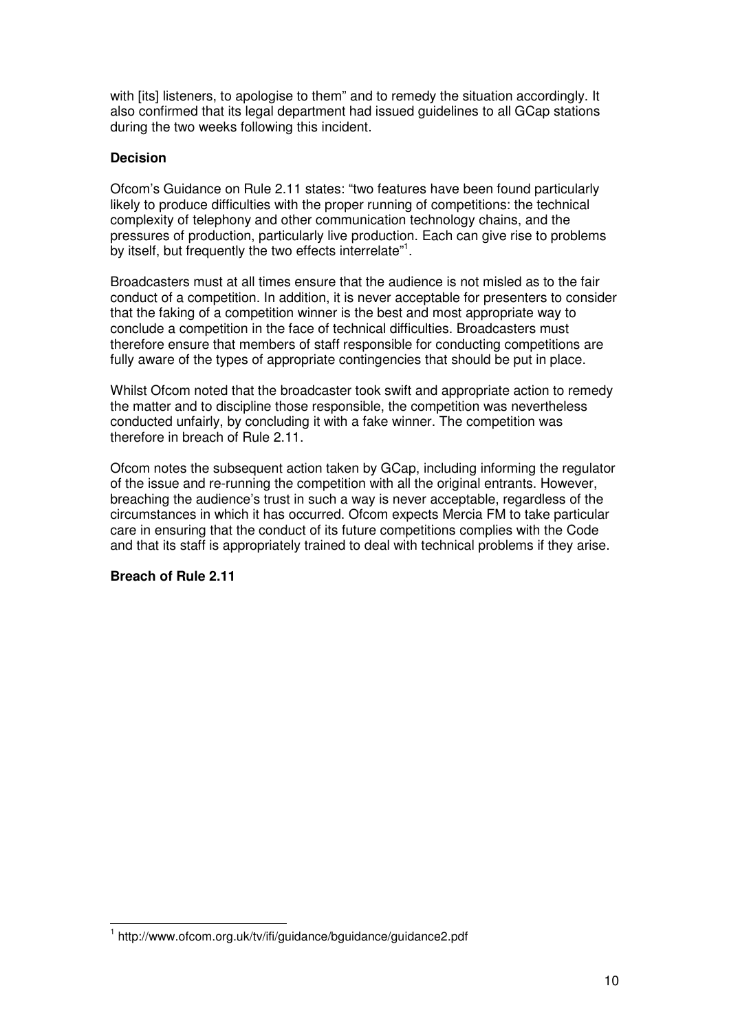with [its] listeners, to apologise to them" and to remedy the situation accordingly. It also confirmed that its legal department had issued guidelines to all GCap stations during the two weeks following this incident.

**Decision**

Ofcom's Guidance on Rule 2.11 states: "two features have been found particularly likely to produce difficulties with the proper running of competitions: the technical complexity of telephony and other communication technology chains, and the pressures of production, particularly live production. Each can give rise to problems by itself, but frequently the two effects interrelate"[1].

Broadcasters must at all times ensure that the audience is not misled as to the fair conduct of a competition. In addition, it is never acceptable for presenters to consider that the faking of a competition winner is the best and most appropriate way to conclude a competition in the face of technical difficulties. Broadcasters must therefore ensure that members of staff responsible for conducting competitions are fully aware of the types of appropriate contingencies that should be put in place.

Whilst Ofcom noted that the broadcaster took swift and appropriate action to remedy the matter and to discipline those responsible, the competition was nevertheless conducted unfairly, by concluding it with a fake winner. The competition was therefore in breach of Rule 2.11.

Ofcom notes the subsequent action taken by GCap, including informing the regulator of the issue and re-running the competition with all the original entrants. However, breaching the audience's trust in such a way is never acceptable, regardless of the circumstances in which it has occurred. Ofcom expects Mercia FM to take particular care in ensuring that the conduct of its future competitions complies with the Code and that its staff is appropriately trained to deal with technical problems if they arise.

**Breach of Rule 2.11**

---

[1] http://www.ofcom.org.uk/tv/ifi/guidance/bguidance/guidance2.pdf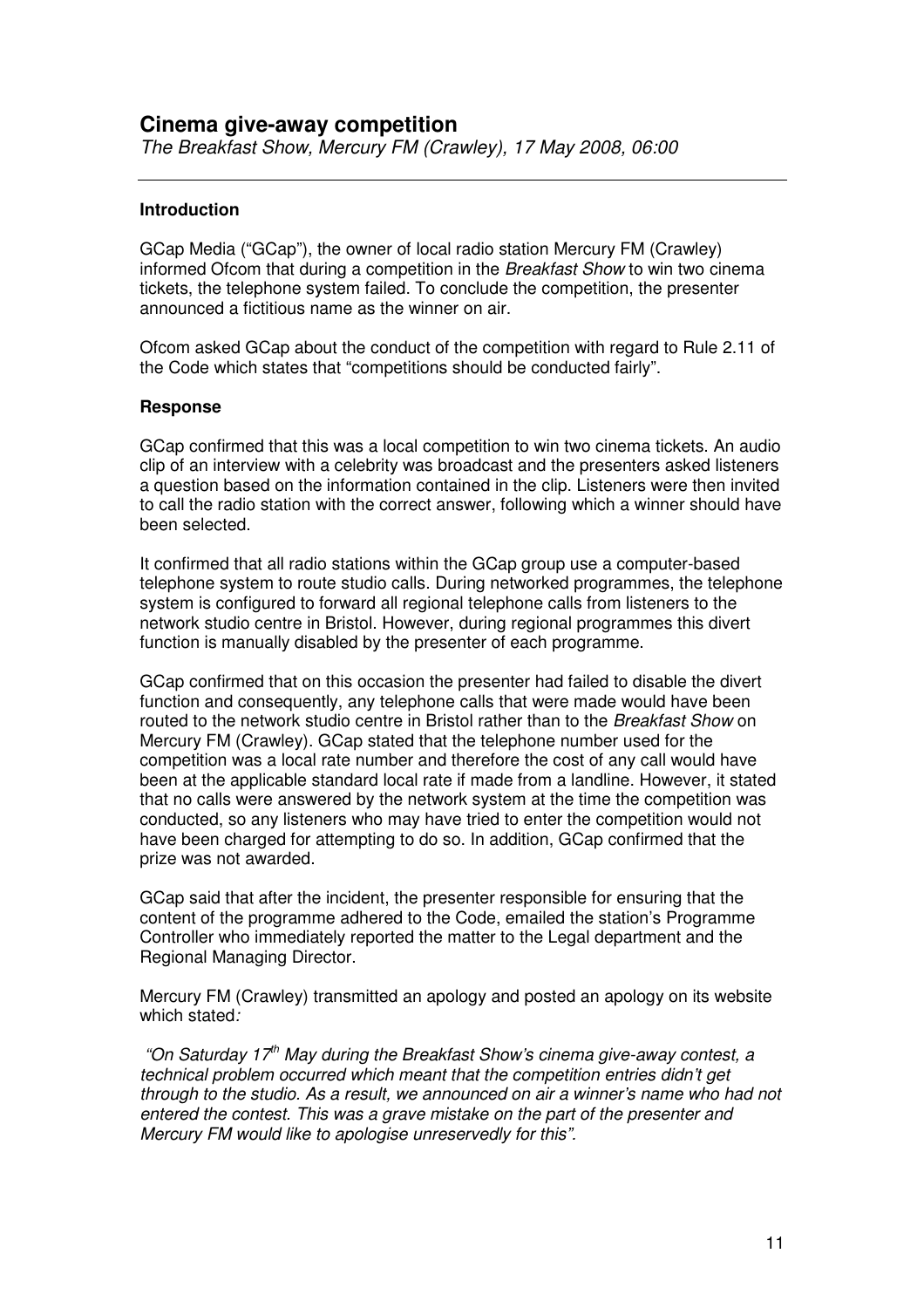## Cinema give-away competition

*The Breakfast Show, Mercury FM (Crawley), 17 May 2008, 06:00*

---

**Introduction**

GCap Media ("GCap"), the owner of local radio station Mercury FM (Crawley) informed Ofcom that during a competition in the *Breakfast Show* to win two cinema tickets, the telephone system failed. To conclude the competition, the presenter announced a fictitious name as the winner on air.

Ofcom asked GCap about the conduct of the competition with regard to Rule 2.11 of the Code which states that "competitions should be conducted fairly".

**Response**

GCap confirmed that this was a local competition to win two cinema tickets. An audio clip of an interview with a celebrity was broadcast and the presenters asked listeners a question based on the information contained in the clip. Listeners were then invited to call the radio station with the correct answer, following which a winner should have been selected.

It confirmed that all radio stations within the GCap group use a computer-based telephone system to route studio calls. During networked programmes, the telephone system is configured to forward all regional telephone calls from listeners to the network studio centre in Bristol. However, during regional programmes this divert function is manually disabled by the presenter of each programme.

GCap confirmed that on this occasion the presenter had failed to disable the divert function and consequently, any telephone calls that were made would have been routed to the network studio centre in Bristol rather than to the *Breakfast Show* on Mercury FM (Crawley). GCap stated that the telephone number used for the competition was a local rate number and therefore the cost of any call would have been at the applicable standard local rate if made from a landline. However, it stated that no calls were answered by the network system at the time the competition was conducted, so any listeners who may have tried to enter the competition would not have been charged for attempting to do so. In addition, GCap confirmed that the prize was not awarded.

GCap said that after the incident, the presenter responsible for ensuring that the content of the programme adhered to the Code, emailed the station's Programme Controller who immediately reported the matter to the Legal department and the Regional Managing Director.

Mercury FM (Crawley) transmitted an apology and posted an apology on its website which stated*:*

*"On Saturday 17th May during the Breakfast Show's cinema give-away contest, a technical problem occurred which meant that the competition entries didn't get through to the studio. As a result, we announced on air a winner's name who had not entered the contest. This was a grave mistake on the part of the presenter and Mercury FM would like to apologise unreservedly for this".*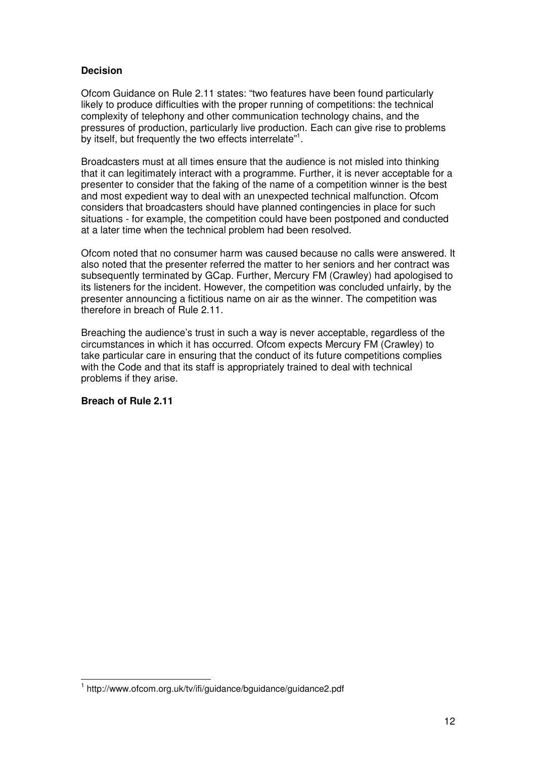**Decision**

Ofcom Guidance on Rule 2.11 states: "two features have been found particularly likely to produce difficulties with the proper running of competitions: the technical complexity of telephony and other communication technology chains, and the pressures of production, particularly live production. Each can give rise to problems by itself, but frequently the two effects interrelate"[1].

Broadcasters must at all times ensure that the audience is not misled into thinking that it can legitimately interact with a programme. Further, it is never acceptable for a presenter to consider that the faking of the name of a competition winner is the best and most expedient way to deal with an unexpected technical malfunction. Ofcom considers that broadcasters should have planned contingencies in place for such situations - for example, the competition could have been postponed and conducted at a later time when the technical problem had been resolved.

Ofcom noted that no consumer harm was caused because no calls were answered. It also noted that the presenter referred the matter to her seniors and her contract was subsequently terminated by GCap. Further, Mercury FM (Crawley) had apologised to its listeners for the incident. However, the competition was concluded unfairly, by the presenter announcing a fictitious name on air as the winner. The competition was therefore in breach of Rule 2.11.

Breaching the audience's trust in such a way is never acceptable, regardless of the circumstances in which it has occurred. Ofcom expects Mercury FM (Crawley) to take particular care in ensuring that the conduct of its future competitions complies with the Code and that its staff is appropriately trained to deal with technical problems if they arise.

**Breach of Rule 2.11**

[1] http://www.ofcom.org.uk/tv/ifi/guidance/bguidance/guidance2.pdf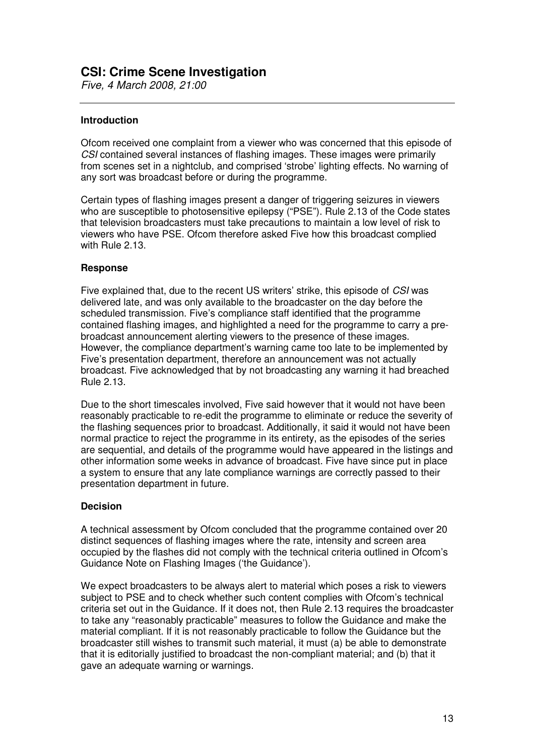## CSI: Crime Scene Investigation

*Five, 4 March 2008, 21:00*

---

**Introduction**

Ofcom received one complaint from a viewer who was concerned that this episode of *CSI* contained several instances of flashing images. These images were primarily from scenes set in a nightclub, and comprised 'strobe' lighting effects. No warning of any sort was broadcast before or during the programme.

Certain types of flashing images present a danger of triggering seizures in viewers who are susceptible to photosensitive epilepsy ("PSE"). Rule 2.13 of the Code states that television broadcasters must take precautions to maintain a low level of risk to viewers who have PSE. Ofcom therefore asked Five how this broadcast complied with Rule 2.13.

**Response**

Five explained that, due to the recent US writers' strike, this episode of *CSI* was delivered late, and was only available to the broadcaster on the day before the scheduled transmission. Five's compliance staff identified that the programme contained flashing images, and highlighted a need for the programme to carry a pre-broadcast announcement alerting viewers to the presence of these images. However, the compliance department's warning came too late to be implemented by Five's presentation department, therefore an announcement was not actually broadcast. Five acknowledged that by not broadcasting any warning it had breached Rule 2.13.

Due to the short timescales involved, Five said however that it would not have been reasonably practicable to re-edit the programme to eliminate or reduce the severity of the flashing sequences prior to broadcast. Additionally, it said it would not have been normal practice to reject the programme in its entirety, as the episodes of the series are sequential, and details of the programme would have appeared in the listings and other information some weeks in advance of broadcast. Five have since put in place a system to ensure that any late compliance warnings are correctly passed to their presentation department in future.

**Decision**

A technical assessment by Ofcom concluded that the programme contained over 20 distinct sequences of flashing images where the rate, intensity and screen area occupied by the flashes did not comply with the technical criteria outlined in Ofcom's Guidance Note on Flashing Images ('the Guidance').

We expect broadcasters to be always alert to material which poses a risk to viewers subject to PSE and to check whether such content complies with Ofcom's technical criteria set out in the Guidance. If it does not, then Rule 2.13 requires the broadcaster to take any "reasonably practicable" measures to follow the Guidance and make the material compliant. If it is not reasonably practicable to follow the Guidance but the broadcaster still wishes to transmit such material, it must (a) be able to demonstrate that it is editorially justified to broadcast the non-compliant material; and (b) that it gave an adequate warning or warnings.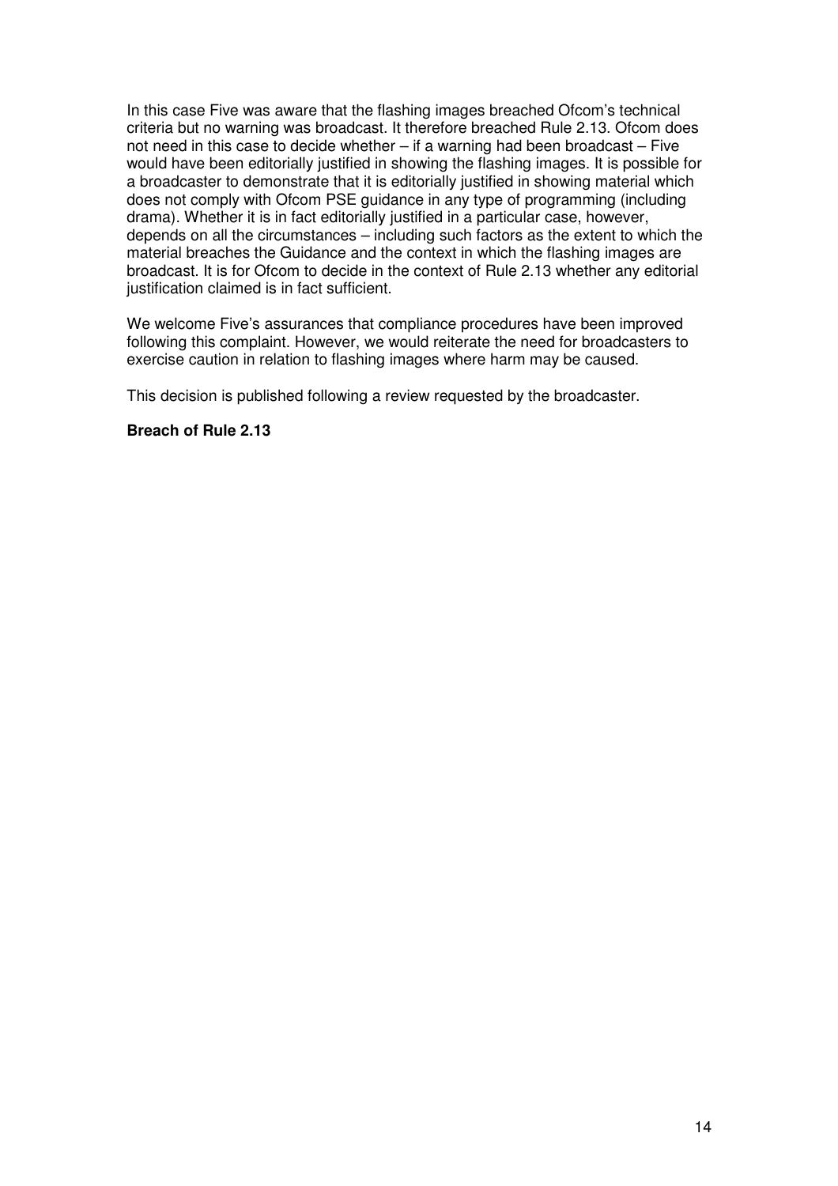In this case Five was aware that the flashing images breached Ofcom's technical criteria but no warning was broadcast. It therefore breached Rule 2.13. Ofcom does not need in this case to decide whether – if a warning had been broadcast – Five would have been editorially justified in showing the flashing images. It is possible for a broadcaster to demonstrate that it is editorially justified in showing material which does not comply with Ofcom PSE guidance in any type of programming (including drama). Whether it is in fact editorially justified in a particular case, however, depends on all the circumstances – including such factors as the extent to which the material breaches the Guidance and the context in which the flashing images are broadcast. It is for Ofcom to decide in the context of Rule 2.13 whether any editorial justification claimed is in fact sufficient.

We welcome Five's assurances that compliance procedures have been improved following this complaint. However, we would reiterate the need for broadcasters to exercise caution in relation to flashing images where harm may be caused.

This decision is published following a review requested by the broadcaster.

**Breach of Rule 2.13**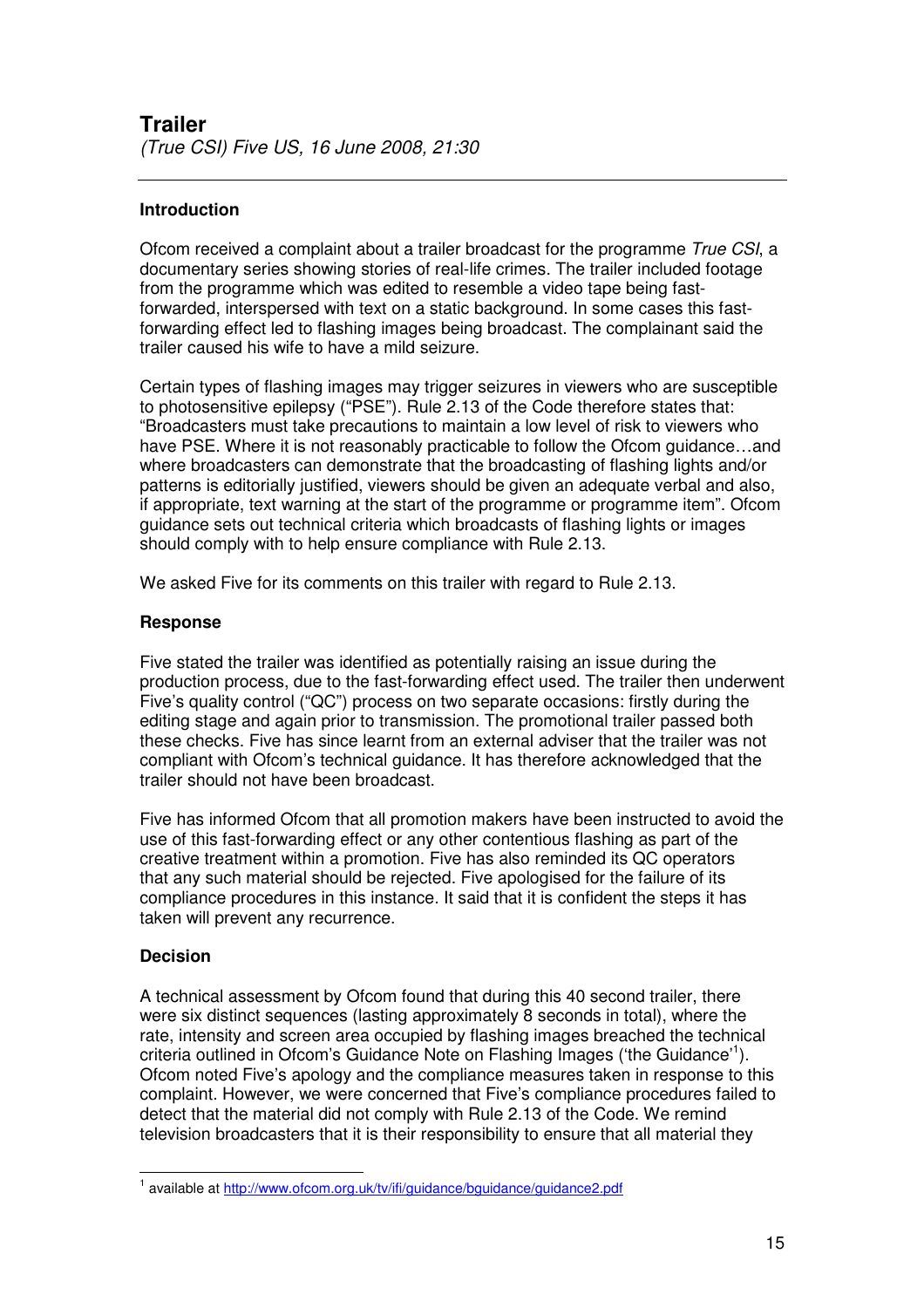## Trailer

*(True CSI) Five US, 16 June 2008, 21:30*

---

### Introduction

Ofcom received a complaint about a trailer broadcast for the programme *True CSI*, a documentary series showing stories of real-life crimes. The trailer included footage from the programme which was edited to resemble a video tape being fast-forwarded, interspersed with text on a static background. In some cases this fast-forwarding effect led to flashing images being broadcast. The complainant said the trailer caused his wife to have a mild seizure.

Certain types of flashing images may trigger seizures in viewers who are susceptible to photosensitive epilepsy ("PSE"). Rule 2.13 of the Code therefore states that: "Broadcasters must take precautions to maintain a low level of risk to viewers who have PSE. Where it is not reasonably practicable to follow the Ofcom guidance…and where broadcasters can demonstrate that the broadcasting of flashing lights and/or patterns is editorially justified, viewers should be given an adequate verbal and also, if appropriate, text warning at the start of the programme or programme item". Ofcom guidance sets out technical criteria which broadcasts of flashing lights or images should comply with to help ensure compliance with Rule 2.13.

We asked Five for its comments on this trailer with regard to Rule 2.13.

### Response

Five stated the trailer was identified as potentially raising an issue during the production process, due to the fast-forwarding effect used. The trailer then underwent Five's quality control ("QC") process on two separate occasions: firstly during the editing stage and again prior to transmission. The promotional trailer passed both these checks. Five has since learnt from an external adviser that the trailer was not compliant with Ofcom's technical guidance. It has therefore acknowledged that the trailer should not have been broadcast.

Five has informed Ofcom that all promotion makers have been instructed to avoid the use of this fast-forwarding effect or any other contentious flashing as part of the creative treatment within a promotion. Five has also reminded its QC operators that any such material should be rejected. Five apologised for the failure of its compliance procedures in this instance. It said that it is confident the steps it has taken will prevent any recurrence.

### Decision

A technical assessment by Ofcom found that during this 40 second trailer, there were six distinct sequences (lasting approximately 8 seconds in total), where the rate, intensity and screen area occupied by flashing images breached the technical criteria outlined in Ofcom's Guidance Note on Flashing Images ('the Guidance'[1]). Ofcom noted Five's apology and the compliance measures taken in response to this complaint. However, we were concerned that Five's compliance procedures failed to detect that the material did not comply with Rule 2.13 of the Code. We remind television broadcasters that it is their responsibility to ensure that all material they

---

[1] available at http://www.ofcom.org.uk/tv/ifi/guidance/bguidance/guidance2.pdf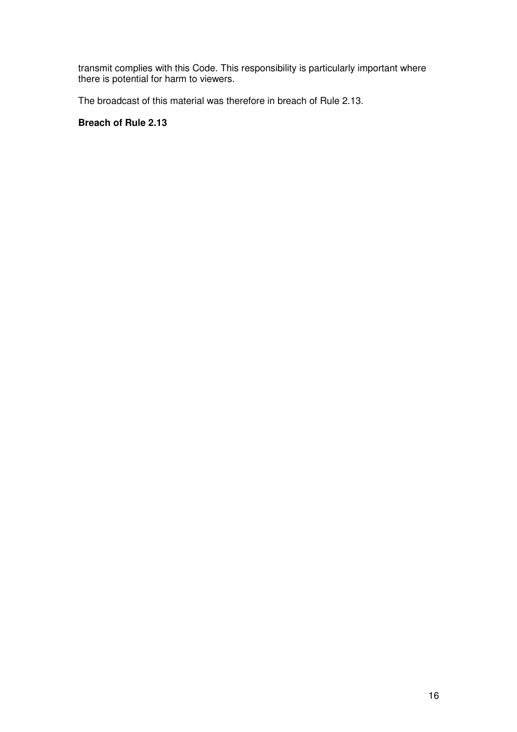transmit complies with this Code. This responsibility is particularly important where there is potential for harm to viewers.

The broadcast of this material was therefore in breach of Rule 2.13.

**Breach of Rule 2.13**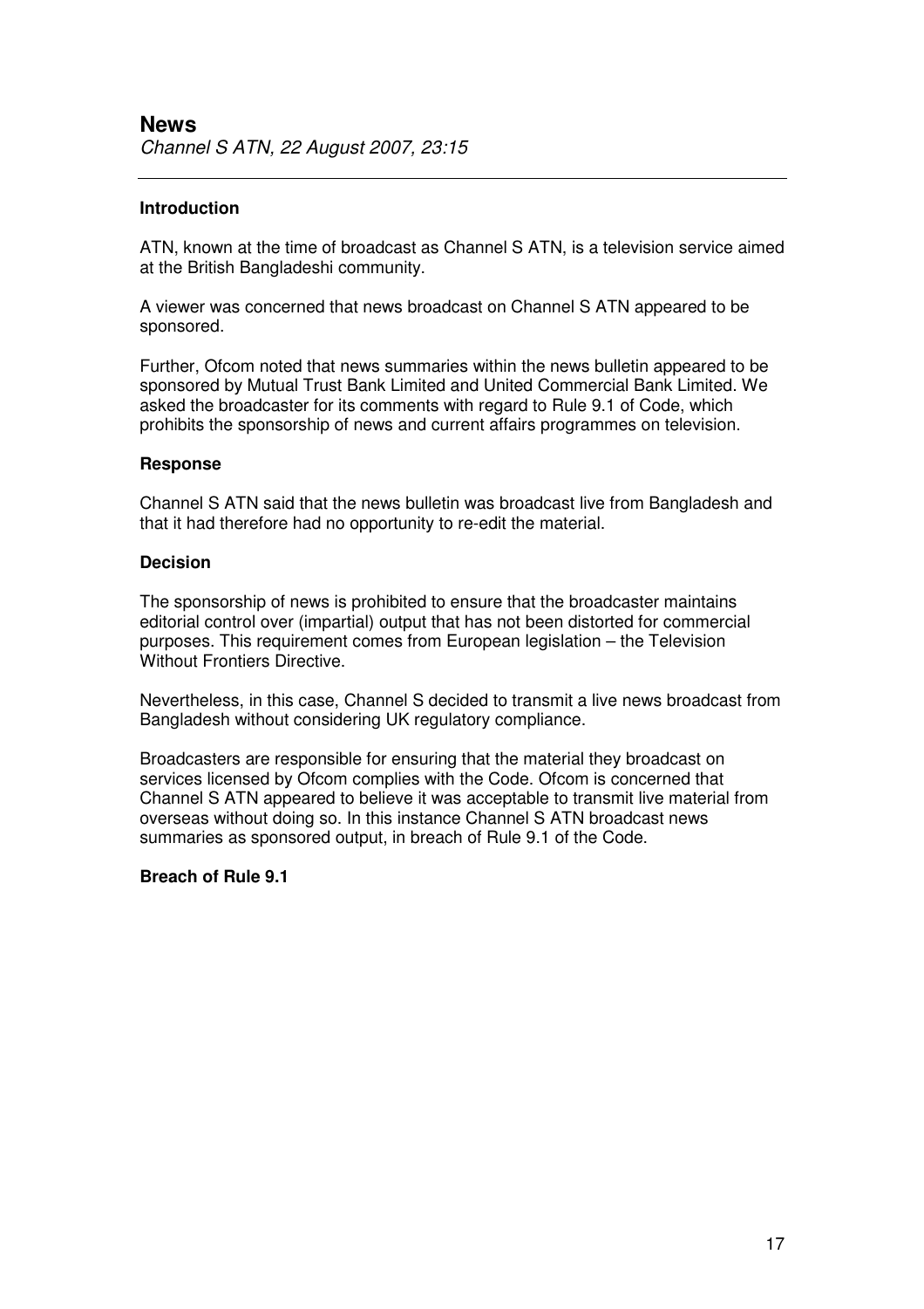## News

*Channel S ATN, 22 August 2007, 23:15*

---

**Introduction**

ATN, known at the time of broadcast as Channel S ATN, is a television service aimed at the British Bangladeshi community.

A viewer was concerned that news broadcast on Channel S ATN appeared to be sponsored.

Further, Ofcom noted that news summaries within the news bulletin appeared to be sponsored by Mutual Trust Bank Limited and United Commercial Bank Limited. We asked the broadcaster for its comments with regard to Rule 9.1 of Code, which prohibits the sponsorship of news and current affairs programmes on television.

**Response**

Channel S ATN said that the news bulletin was broadcast live from Bangladesh and that it had therefore had no opportunity to re-edit the material.

**Decision**

The sponsorship of news is prohibited to ensure that the broadcaster maintains editorial control over (impartial) output that has not been distorted for commercial purposes. This requirement comes from European legislation – the Television Without Frontiers Directive.

Nevertheless, in this case, Channel S decided to transmit a live news broadcast from Bangladesh without considering UK regulatory compliance.

Broadcasters are responsible for ensuring that the material they broadcast on services licensed by Ofcom complies with the Code. Ofcom is concerned that Channel S ATN appeared to believe it was acceptable to transmit live material from overseas without doing so. In this instance Channel S ATN broadcast news summaries as sponsored output, in breach of Rule 9.1 of the Code.

**Breach of Rule 9.1**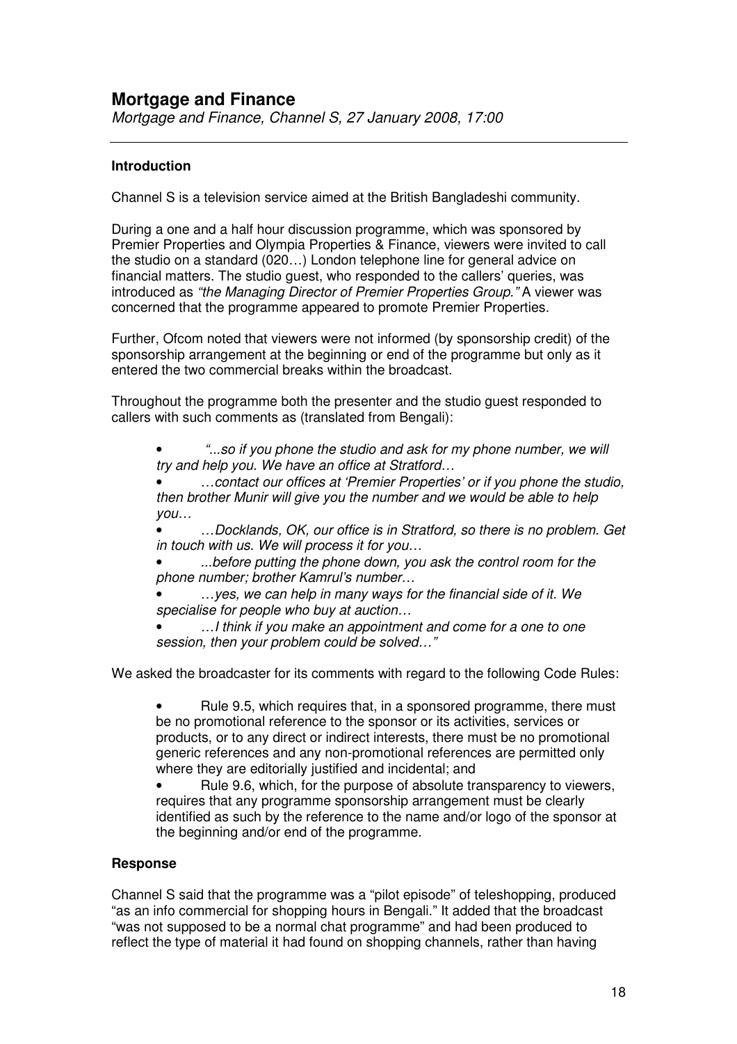## Mortgage and Finance

*Mortgage and Finance, Channel S, 27 January 2008, 17:00*

---

**Introduction**

Channel S is a television service aimed at the British Bangladeshi community.

During a one and a half hour discussion programme, which was sponsored by Premier Properties and Olympia Properties & Finance, viewers were invited to call the studio on a standard (020…) London telephone line for general advice on financial matters. The studio guest, who responded to the callers' queries, was introduced as *"the Managing Director of Premier Properties Group."* A viewer was concerned that the programme appeared to promote Premier Properties.

Further, Ofcom noted that viewers were not informed (by sponsorship credit) of the sponsorship arrangement at the beginning or end of the programme but only as it entered the two commercial breaks within the broadcast.

Throughout the programme both the presenter and the studio guest responded to callers with such comments as (translated from Bengali):

- *"...so if you phone the studio and ask for my phone number, we will try and help you. We have an office at Stratford…*
- *…contact our offices at 'Premier Properties' or if you phone the studio, then brother Munir will give you the number and we would be able to help you…*
- *…Docklands, OK, our office is in Stratford, so there is no problem. Get in touch with us. We will process it for you…*
- *...before putting the phone down, you ask the control room for the phone number; brother Kamrul's number…*
- *…yes, we can help in many ways for the financial side of it. We specialise for people who buy at auction…*
- *…I think if you make an appointment and come for a one to one session, then your problem could be solved…"*

We asked the broadcaster for its comments with regard to the following Code Rules:

- Rule 9.5, which requires that, in a sponsored programme, there must be no promotional reference to the sponsor or its activities, services or products, or to any direct or indirect interests, there must be no promotional generic references and any non-promotional references are permitted only where they are editorially justified and incidental; and
- Rule 9.6, which, for the purpose of absolute transparency to viewers, requires that any programme sponsorship arrangement must be clearly identified as such by the reference to the name and/or logo of the sponsor at the beginning and/or end of the programme.

**Response**

Channel S said that the programme was a "pilot episode" of teleshopping, produced "as an info commercial for shopping hours in Bengali." It added that the broadcast "was not supposed to be a normal chat programme" and had been produced to reflect the type of material it had found on shopping channels, rather than having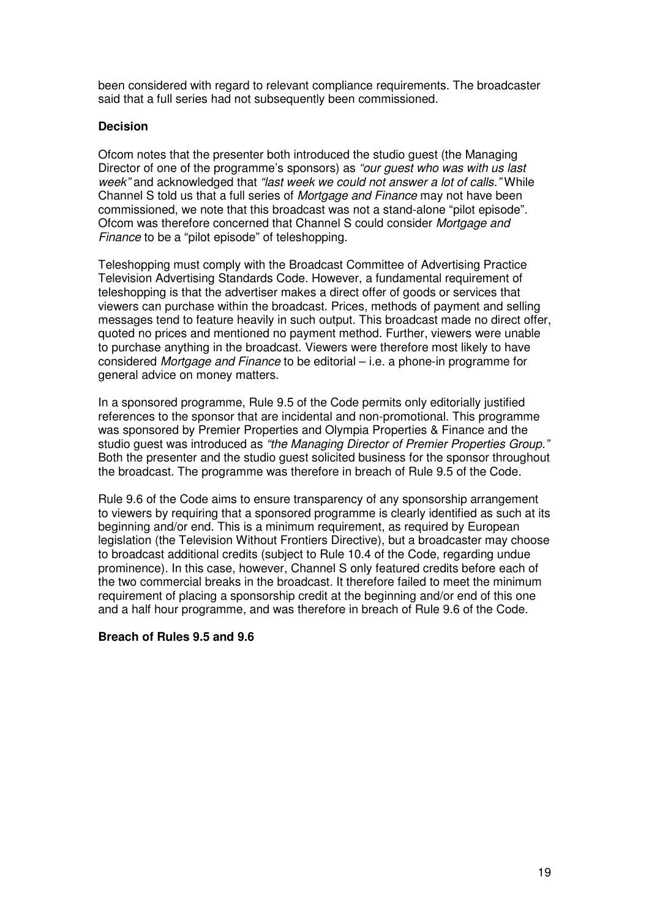been considered with regard to relevant compliance requirements. The broadcaster said that a full series had not subsequently been commissioned.

**Decision**

Ofcom notes that the presenter both introduced the studio guest (the Managing Director of one of the programme's sponsors) as *"our guest who was with us last week"* and acknowledged that *"last week we could not answer a lot of calls."* While Channel S told us that a full series of *Mortgage and Finance* may not have been commissioned, we note that this broadcast was not a stand-alone "pilot episode". Ofcom was therefore concerned that Channel S could consider *Mortgage and Finance* to be a "pilot episode" of teleshopping.

Teleshopping must comply with the Broadcast Committee of Advertising Practice Television Advertising Standards Code. However, a fundamental requirement of teleshopping is that the advertiser makes a direct offer of goods or services that viewers can purchase within the broadcast. Prices, methods of payment and selling messages tend to feature heavily in such output. This broadcast made no direct offer, quoted no prices and mentioned no payment method. Further, viewers were unable to purchase anything in the broadcast. Viewers were therefore most likely to have considered *Mortgage and Finance* to be editorial – i.e. a phone-in programme for general advice on money matters.

In a sponsored programme, Rule 9.5 of the Code permits only editorially justified references to the sponsor that are incidental and non-promotional. This programme was sponsored by Premier Properties and Olympia Properties & Finance and the studio guest was introduced as *"the Managing Director of Premier Properties Group."* Both the presenter and the studio guest solicited business for the sponsor throughout the broadcast. The programme was therefore in breach of Rule 9.5 of the Code.

Rule 9.6 of the Code aims to ensure transparency of any sponsorship arrangement to viewers by requiring that a sponsored programme is clearly identified as such at its beginning and/or end. This is a minimum requirement, as required by European legislation (the Television Without Frontiers Directive), but a broadcaster may choose to broadcast additional credits (subject to Rule 10.4 of the Code, regarding undue prominence). In this case, however, Channel S only featured credits before each of the two commercial breaks in the broadcast. It therefore failed to meet the minimum requirement of placing a sponsorship credit at the beginning and/or end of this one and a half hour programme, and was therefore in breach of Rule 9.6 of the Code.

**Breach of Rules 9.5 and 9.6**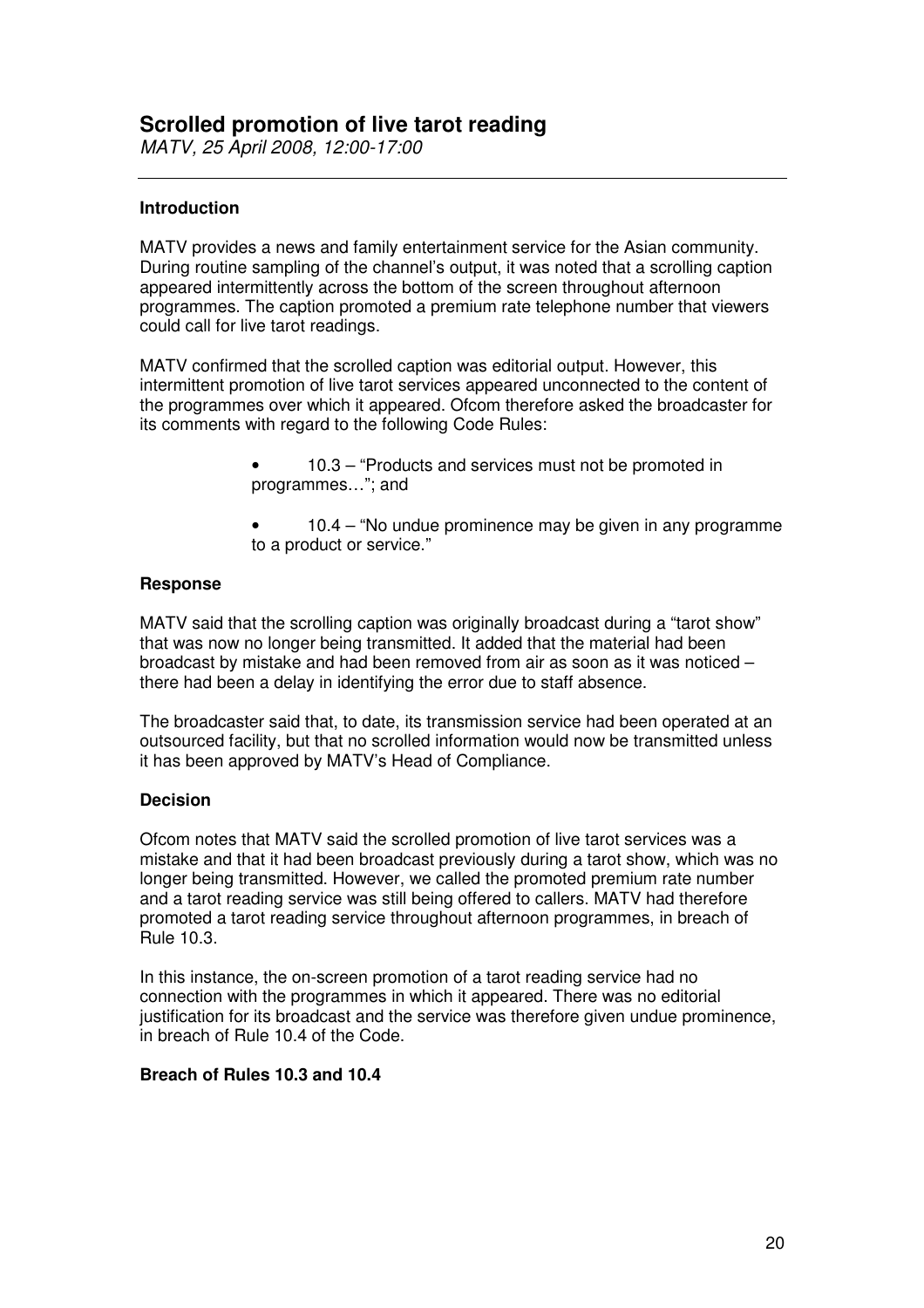## Scrolled promotion of live tarot reading

*MATV, 25 April 2008, 12:00-17:00*

---

### Introduction

MATV provides a news and family entertainment service for the Asian community. During routine sampling of the channel's output, it was noted that a scrolling caption appeared intermittently across the bottom of the screen throughout afternoon programmes. The caption promoted a premium rate telephone number that viewers could call for live tarot readings.

MATV confirmed that the scrolled caption was editorial output. However, this intermittent promotion of live tarot services appeared unconnected to the content of the programmes over which it appeared. Ofcom therefore asked the broadcaster for its comments with regard to the following Code Rules:

- 10.3 – "Products and services must not be promoted in programmes…"; and
- 10.4 – "No undue prominence may be given in any programme to a product or service."

### Response

MATV said that the scrolling caption was originally broadcast during a "tarot show" that was now no longer being transmitted. It added that the material had been broadcast by mistake and had been removed from air as soon as it was noticed – there had been a delay in identifying the error due to staff absence.

The broadcaster said that, to date, its transmission service had been operated at an outsourced facility, but that no scrolled information would now be transmitted unless it has been approved by MATV's Head of Compliance.

### Decision

Ofcom notes that MATV said the scrolled promotion of live tarot services was a mistake and that it had been broadcast previously during a tarot show, which was no longer being transmitted. However, we called the promoted premium rate number and a tarot reading service was still being offered to callers. MATV had therefore promoted a tarot reading service throughout afternoon programmes, in breach of Rule 10.3.

In this instance, the on-screen promotion of a tarot reading service had no connection with the programmes in which it appeared. There was no editorial justification for its broadcast and the service was therefore given undue prominence, in breach of Rule 10.4 of the Code.

**Breach of Rules 10.3 and 10.4**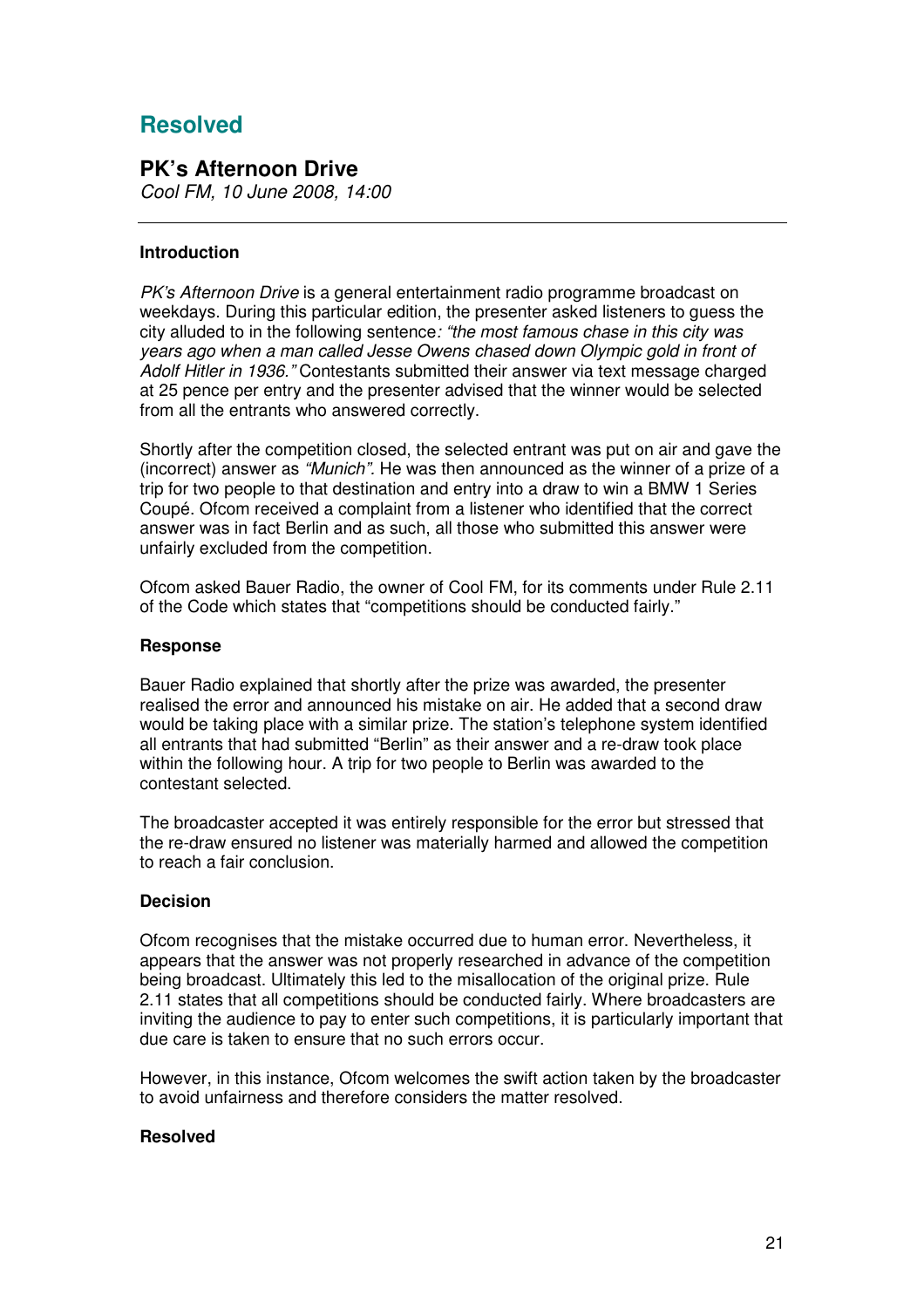# Resolved

## PK's Afternoon Drive

*Cool FM, 10 June 2008, 14:00*

---

### Introduction

*PK's Afternoon Drive* is a general entertainment radio programme broadcast on weekdays. During this particular edition, the presenter asked listeners to guess the city alluded to in the following sentence*: "the most famous chase in this city was years ago when a man called Jesse Owens chased down Olympic gold in front of Adolf Hitler in 1936."* Contestants submitted their answer via text message charged at 25 pence per entry and the presenter advised that the winner would be selected from all the entrants who answered correctly.

Shortly after the competition closed, the selected entrant was put on air and gave the (incorrect) answer as *"Munich"*. He was then announced as the winner of a prize of a trip for two people to that destination and entry into a draw to win a BMW 1 Series Coupé. Ofcom received a complaint from a listener who identified that the correct answer was in fact Berlin and as such, all those who submitted this answer were unfairly excluded from the competition.

Ofcom asked Bauer Radio, the owner of Cool FM, for its comments under Rule 2.11 of the Code which states that "competitions should be conducted fairly."

### Response

Bauer Radio explained that shortly after the prize was awarded, the presenter realised the error and announced his mistake on air. He added that a second draw would be taking place with a similar prize. The station's telephone system identified all entrants that had submitted "Berlin" as their answer and a re-draw took place within the following hour. A trip for two people to Berlin was awarded to the contestant selected.

The broadcaster accepted it was entirely responsible for the error but stressed that the re-draw ensured no listener was materially harmed and allowed the competition to reach a fair conclusion.

### Decision

Ofcom recognises that the mistake occurred due to human error. Nevertheless, it appears that the answer was not properly researched in advance of the competition being broadcast. Ultimately this led to the misallocation of the original prize. Rule 2.11 states that all competitions should be conducted fairly. Where broadcasters are inviting the audience to pay to enter such competitions, it is particularly important that due care is taken to ensure that no such errors occur.

However, in this instance, Ofcom welcomes the swift action taken by the broadcaster to avoid unfairness and therefore considers the matter resolved.

**Resolved**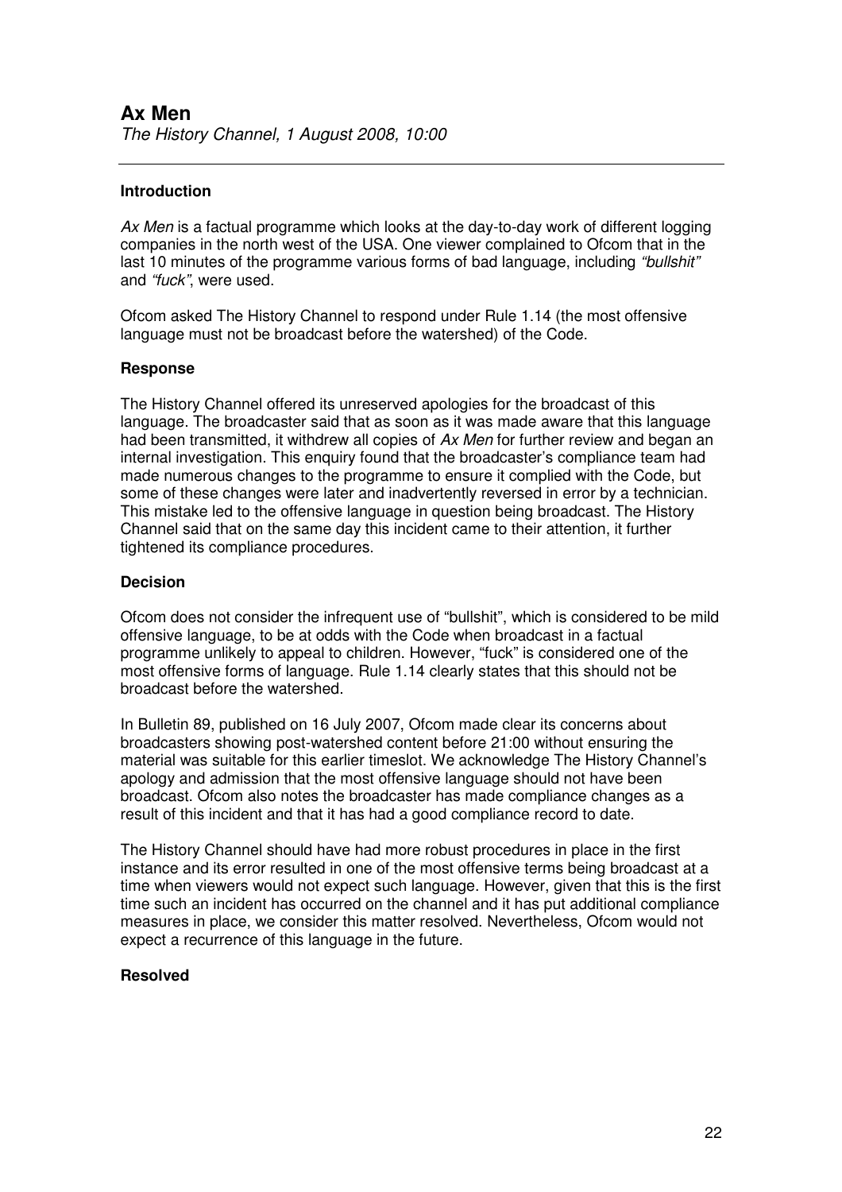## Ax Men

*The History Channel, 1 August 2008, 10:00*

---

### Introduction

*Ax Men* is a factual programme which looks at the day-to-day work of different logging companies in the north west of the USA. One viewer complained to Ofcom that in the last 10 minutes of the programme various forms of bad language, including *"bullshit"* and *"fuck"*, were used.

Ofcom asked The History Channel to respond under Rule 1.14 (the most offensive language must not be broadcast before the watershed) of the Code.

### Response

The History Channel offered its unreserved apologies for the broadcast of this language. The broadcaster said that as soon as it was made aware that this language had been transmitted, it withdrew all copies of *Ax Men* for further review and began an internal investigation. This enquiry found that the broadcaster's compliance team had made numerous changes to the programme to ensure it complied with the Code, but some of these changes were later and inadvertently reversed in error by a technician. This mistake led to the offensive language in question being broadcast. The History Channel said that on the same day this incident came to their attention, it further tightened its compliance procedures.

### Decision

Ofcom does not consider the infrequent use of "bullshit", which is considered to be mild offensive language, to be at odds with the Code when broadcast in a factual programme unlikely to appeal to children. However, "fuck" is considered one of the most offensive forms of language. Rule 1.14 clearly states that this should not be broadcast before the watershed.

In Bulletin 89, published on 16 July 2007, Ofcom made clear its concerns about broadcasters showing post-watershed content before 21:00 without ensuring the material was suitable for this earlier timeslot. We acknowledge The History Channel's apology and admission that the most offensive language should not have been broadcast. Ofcom also notes the broadcaster has made compliance changes as a result of this incident and that it has had a good compliance record to date.

The History Channel should have had more robust procedures in place in the first instance and its error resulted in one of the most offensive terms being broadcast at a time when viewers would not expect such language. However, given that this is the first time such an incident has occurred on the channel and it has put additional compliance measures in place, we consider this matter resolved. Nevertheless, Ofcom would not expect a recurrence of this language in the future.

### Resolved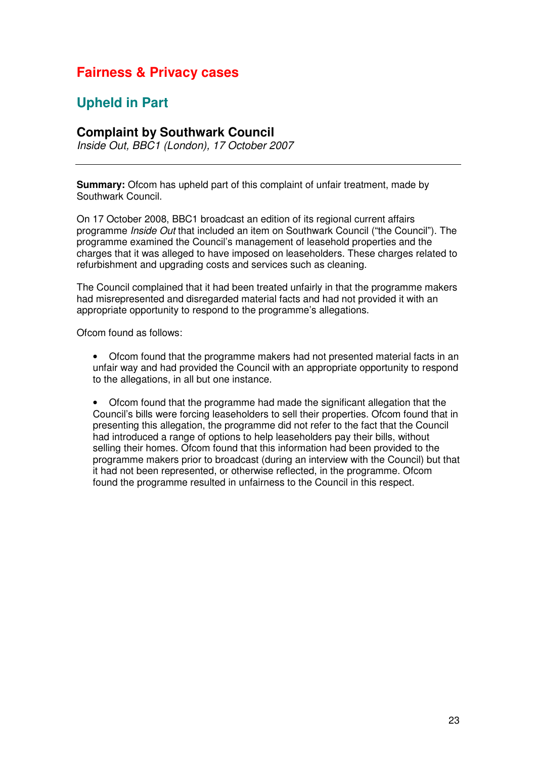# Fairness & Privacy cases

## Upheld in Part

### Complaint by Southwark Council

*Inside Out, BBC1 (London), 17 October 2007*

---

**Summary:** Ofcom has upheld part of this complaint of unfair treatment, made by Southwark Council.

On 17 October 2008, BBC1 broadcast an edition of its regional current affairs programme *Inside Out* that included an item on Southwark Council ("the Council"). The programme examined the Council's management of leasehold properties and the charges that it was alleged to have imposed on leaseholders. These charges related to refurbishment and upgrading costs and services such as cleaning.

The Council complained that it had been treated unfairly in that the programme makers had misrepresented and disregarded material facts and had not provided it with an appropriate opportunity to respond to the programme's allegations.

Ofcom found as follows:

- Ofcom found that the programme makers had not presented material facts in an unfair way and had provided the Council with an appropriate opportunity to respond to the allegations, in all but one instance.

- Ofcom found that the programme had made the significant allegation that the Council's bills were forcing leaseholders to sell their properties. Ofcom found that in presenting this allegation, the programme did not refer to the fact that the Council had introduced a range of options to help leaseholders pay their bills, without selling their homes. Ofcom found that this information had been provided to the programme makers prior to broadcast (during an interview with the Council) but that it had not been represented, or otherwise reflected, in the programme. Ofcom found the programme resulted in unfairness to the Council in this respect.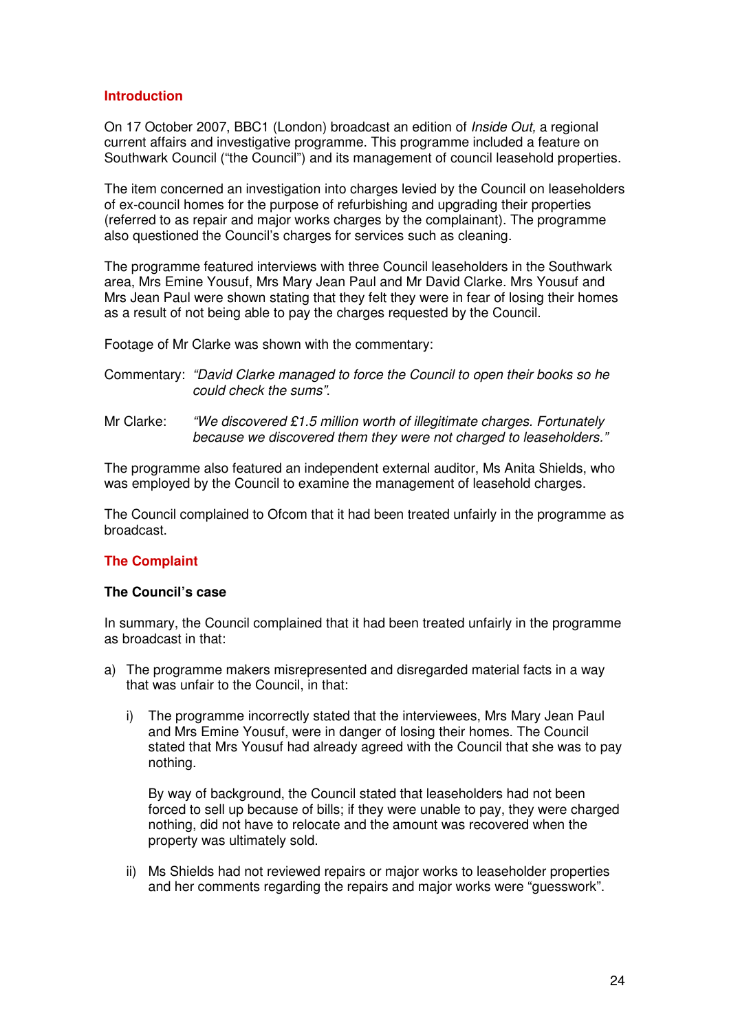## Introduction

On 17 October 2007, BBC1 (London) broadcast an edition of *Inside Out,* a regional current affairs and investigative programme. This programme included a feature on Southwark Council ("the Council") and its management of council leasehold properties.

The item concerned an investigation into charges levied by the Council on leaseholders of ex-council homes for the purpose of refurbishing and upgrading their properties (referred to as repair and major works charges by the complainant). The programme also questioned the Council's charges for services such as cleaning.

The programme featured interviews with three Council leaseholders in the Southwark area, Mrs Emine Yousuf, Mrs Mary Jean Paul and Mr David Clarke. Mrs Yousuf and Mrs Jean Paul were shown stating that they felt they were in fear of losing their homes as a result of not being able to pay the charges requested by the Council.

Footage of Mr Clarke was shown with the commentary:

Commentary: *"David Clarke managed to force the Council to open their books so he could check the sums".*

Mr Clarke: *"We discovered £1.5 million worth of illegitimate charges. Fortunately because we discovered them they were not charged to leaseholders."*

The programme also featured an independent external auditor, Ms Anita Shields, who was employed by the Council to examine the management of leasehold charges.

The Council complained to Ofcom that it had been treated unfairly in the programme as broadcast.

## The Complaint

### The Council's case

In summary, the Council complained that it had been treated unfairly in the programme as broadcast in that:

a) The programme makers misrepresented and disregarded material facts in a way that was unfair to the Council, in that:

   i) The programme incorrectly stated that the interviewees, Mrs Mary Jean Paul and Mrs Emine Yousuf, were in danger of losing their homes. The Council stated that Mrs Yousuf had already agreed with the Council that she was to pay nothing.

      By way of background, the Council stated that leaseholders had not been forced to sell up because of bills; if they were unable to pay, they were charged nothing, did not have to relocate and the amount was recovered when the property was ultimately sold.

   ii) Ms Shields had not reviewed repairs or major works to leaseholder properties and her comments regarding the repairs and major works were "guesswork".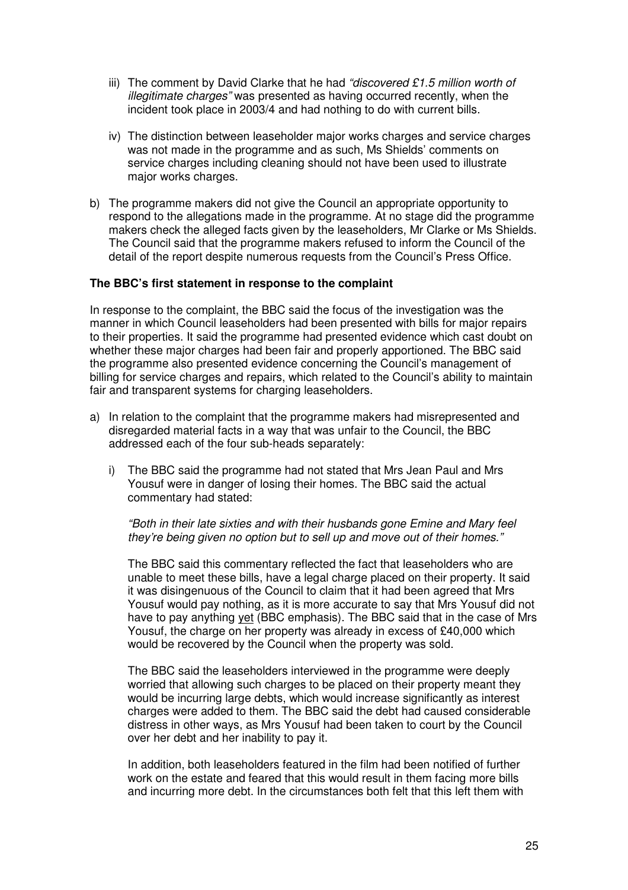iii) The comment by David Clarke that he had *"discovered £1.5 million worth of illegitimate charges"* was presented as having occurred recently, when the incident took place in 2003/4 and had nothing to do with current bills.

iv) The distinction between leaseholder major works charges and service charges was not made in the programme and as such, Ms Shields' comments on service charges including cleaning should not have been used to illustrate major works charges.

b) The programme makers did not give the Council an appropriate opportunity to respond to the allegations made in the programme. At no stage did the programme makers check the alleged facts given by the leaseholders, Mr Clarke or Ms Shields. The Council said that the programme makers refused to inform the Council of the detail of the report despite numerous requests from the Council's Press Office.

**The BBC's first statement in response to the complaint**

In response to the complaint, the BBC said the focus of the investigation was the manner in which Council leaseholders had been presented with bills for major repairs to their properties. It said the programme had presented evidence which cast doubt on whether these major charges had been fair and properly apportioned. The BBC said the programme also presented evidence concerning the Council's management of billing for service charges and repairs, which related to the Council's ability to maintain fair and transparent systems for charging leaseholders.

a) In relation to the complaint that the programme makers had misrepresented and disregarded material facts in a way that was unfair to the Council, the BBC addressed each of the four sub-heads separately:

   i) The BBC said the programme had not stated that Mrs Jean Paul and Mrs Yousuf were in danger of losing their homes. The BBC said the actual commentary had stated:

   *"Both in their late sixties and with their husbands gone Emine and Mary feel they're being given no option but to sell up and move out of their homes."*

   The BBC said this commentary reflected the fact that leaseholders who are unable to meet these bills, have a legal charge placed on their property. It said it was disingenuous of the Council to claim that it had been agreed that Mrs Yousuf would pay nothing, as it is more accurate to say that Mrs Yousuf did not have to pay anything yet (BBC emphasis). The BBC said that in the case of Mrs Yousuf, the charge on her property was already in excess of £40,000 which would be recovered by the Council when the property was sold.

   The BBC said the leaseholders interviewed in the programme were deeply worried that allowing such charges to be placed on their property meant they would be incurring large debts, which would increase significantly as interest charges were added to them. The BBC said the debt had caused considerable distress in other ways, as Mrs Yousuf had been taken to court by the Council over her debt and her inability to pay it.

   In addition, both leaseholders featured in the film had been notified of further work on the estate and feared that this would result in them facing more bills and incurring more debt. In the circumstances both felt that this left them with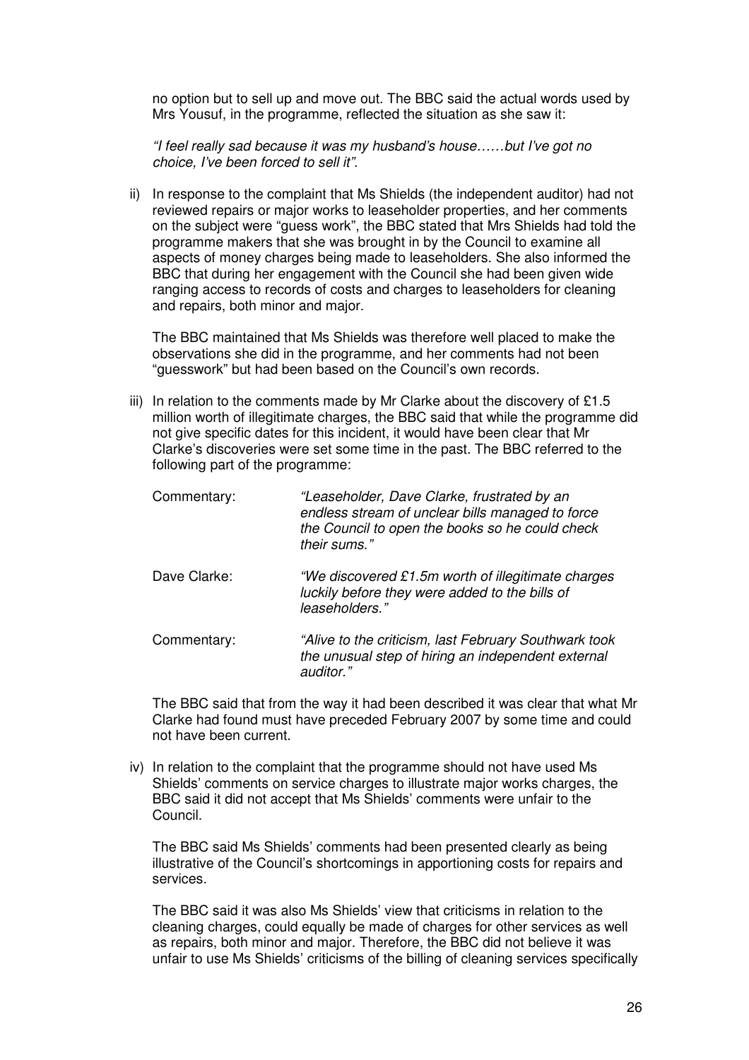no option but to sell up and move out. The BBC said the actual words used by Mrs Yousuf, in the programme, reflected the situation as she saw it:

*"I feel really sad because it was my husband's house……but I've got no choice, I've been forced to sell it".*

ii) In response to the complaint that Ms Shields (the independent auditor) had not reviewed repairs or major works to leaseholder properties, and her comments on the subject were "guess work", the BBC stated that Mrs Shields had told the programme makers that she was brought in by the Council to examine all aspects of money charges being made to leaseholders. She also informed the BBC that during her engagement with the Council she had been given wide ranging access to records of costs and charges to leaseholders for cleaning and repairs, both minor and major.

   The BBC maintained that Ms Shields was therefore well placed to make the observations she did in the programme, and her comments had not been "guesswork" but had been based on the Council's own records.

iii) In relation to the comments made by Mr Clarke about the discovery of £1.5 million worth of illegitimate charges, the BBC said that while the programme did not give specific dates for this incident, it would have been clear that Mr Clarke's discoveries were set some time in the past. The BBC referred to the following part of the programme:

| | |
|---|---|
| Commentary: | *"Leaseholder, Dave Clarke, frustrated by an endless stream of unclear bills managed to force the Council to open the books so he could check their sums."* |
| Dave Clarke: | *"We discovered £1.5m worth of illegitimate charges luckily before they were added to the bills of leaseholders."* |
| Commentary: | *"Alive to the criticism, last February Southwark took the unusual step of hiring an independent external auditor."* |

   The BBC said that from the way it had been described it was clear that what Mr Clarke had found must have preceded February 2007 by some time and could not have been current.

iv) In relation to the complaint that the programme should not have used Ms Shields' comments on service charges to illustrate major works charges, the BBC said it did not accept that Ms Shields' comments were unfair to the Council.

   The BBC said Ms Shields' comments had been presented clearly as being illustrative of the Council's shortcomings in apportioning costs for repairs and services.

   The BBC said it was also Ms Shields' view that criticisms in relation to the cleaning charges, could equally be made of charges for other services as well as repairs, both minor and major. Therefore, the BBC did not believe it was unfair to use Ms Shields' criticisms of the billing of cleaning services specifically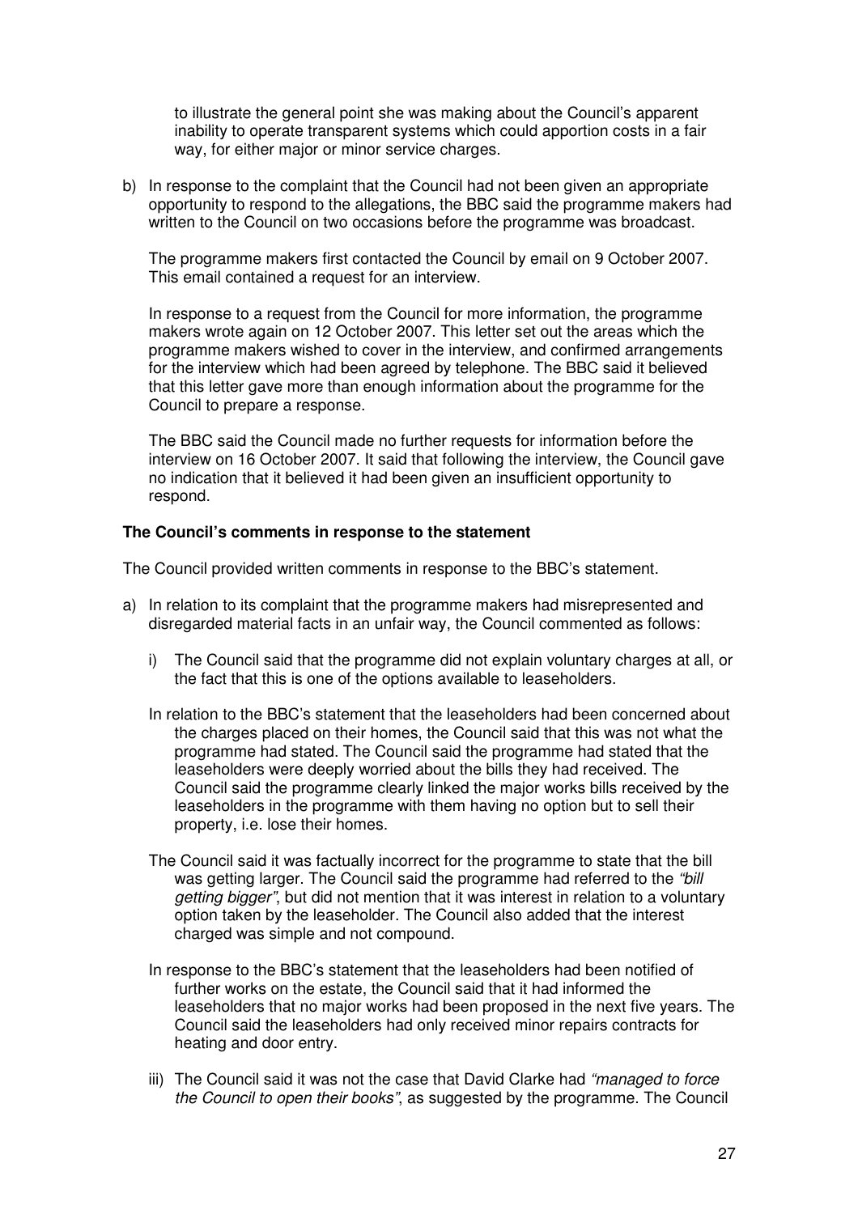to illustrate the general point she was making about the Council's apparent inability to operate transparent systems which could apportion costs in a fair way, for either major or minor service charges.

b) In response to the complaint that the Council had not been given an appropriate opportunity to respond to the allegations, the BBC said the programme makers had written to the Council on two occasions before the programme was broadcast.

   The programme makers first contacted the Council by email on 9 October 2007. This email contained a request for an interview.

   In response to a request from the Council for more information, the programme makers wrote again on 12 October 2007. This letter set out the areas which the programme makers wished to cover in the interview, and confirmed arrangements for the interview which had been agreed by telephone. The BBC said it believed that this letter gave more than enough information about the programme for the Council to prepare a response.

   The BBC said the Council made no further requests for information before the interview on 16 October 2007. It said that following the interview, the Council gave no indication that it believed it had been given an insufficient opportunity to respond.

**The Council's comments in response to the statement**

The Council provided written comments in response to the BBC's statement.

a) In relation to its complaint that the programme makers had misrepresented and disregarded material facts in an unfair way, the Council commented as follows:

   i) The Council said that the programme did not explain voluntary charges at all, or the fact that this is one of the options available to leaseholders.

   In relation to the BBC's statement that the leaseholders had been concerned about the charges placed on their homes, the Council said that this was not what the programme had stated. The Council said the programme had stated that the leaseholders were deeply worried about the bills they had received. The Council said the programme clearly linked the major works bills received by the leaseholders in the programme with them having no option but to sell their property, i.e. lose their homes.

   The Council said it was factually incorrect for the programme to state that the bill was getting larger. The Council said the programme had referred to the *"bill getting bigger"*, but did not mention that it was interest in relation to a voluntary option taken by the leaseholder. The Council also added that the interest charged was simple and not compound.

   In response to the BBC's statement that the leaseholders had been notified of further works on the estate, the Council said that it had informed the leaseholders that no major works had been proposed in the next five years. The Council said the leaseholders had only received minor repairs contracts for heating and door entry.

   iii) The Council said it was not the case that David Clarke had *"managed to force the Council to open their books"*, as suggested by the programme. The Council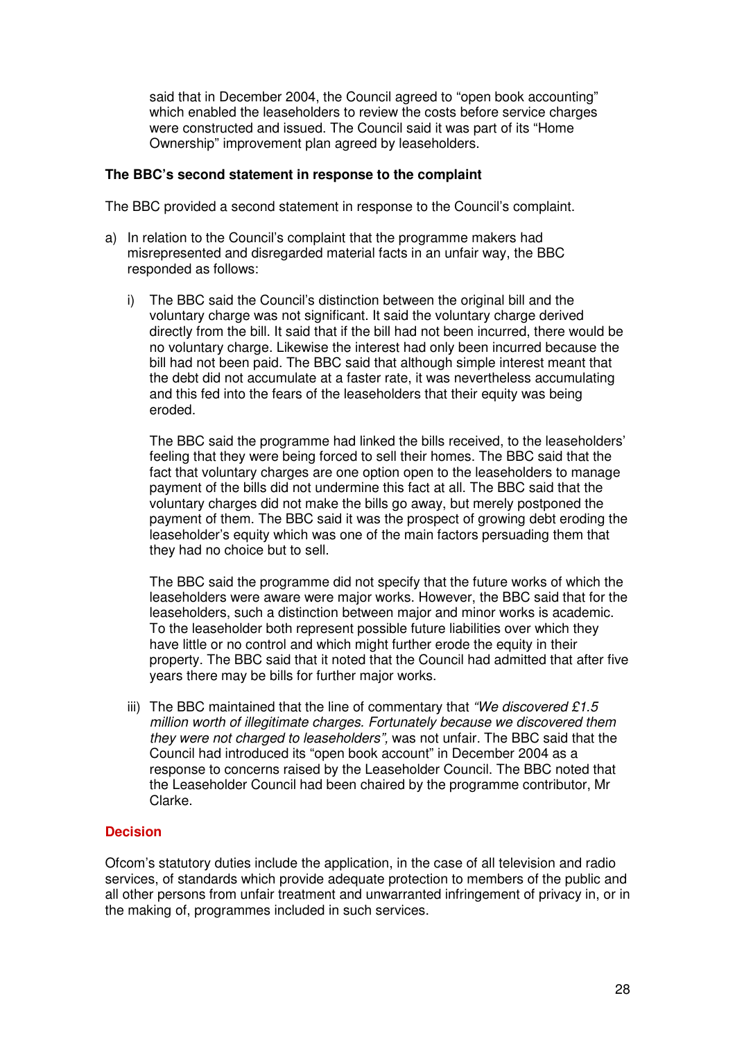said that in December 2004, the Council agreed to "open book accounting" which enabled the leaseholders to review the costs before service charges were constructed and issued. The Council said it was part of its "Home Ownership" improvement plan agreed by leaseholders.

**The BBC's second statement in response to the complaint**

The BBC provided a second statement in response to the Council's complaint.

a) In relation to the Council's complaint that the programme makers had misrepresented and disregarded material facts in an unfair way, the BBC responded as follows:

   i) The BBC said the Council's distinction between the original bill and the voluntary charge was not significant. It said the voluntary charge derived directly from the bill. It said that if the bill had not been incurred, there would be no voluntary charge. Likewise the interest had only been incurred because the bill had not been paid. The BBC said that although simple interest meant that the debt did not accumulate at a faster rate, it was nevertheless accumulating and this fed into the fears of the leaseholders that their equity was being eroded.

   The BBC said the programme had linked the bills received, to the leaseholders' feeling that they were being forced to sell their homes. The BBC said that the fact that voluntary charges are one option open to the leaseholders to manage payment of the bills did not undermine this fact at all. The BBC said that the voluntary charges did not make the bills go away, but merely postponed the payment of them. The BBC said it was the prospect of growing debt eroding the leaseholder's equity which was one of the main factors persuading them that they had no choice but to sell.

   The BBC said the programme did not specify that the future works of which the leaseholders were aware were major works. However, the BBC said that for the leaseholders, such a distinction between major and minor works is academic. To the leaseholder both represent possible future liabilities over which they have little or no control and which might further erode the equity in their property. The BBC said that it noted that the Council had admitted that after five years there may be bills for further major works.

   iii) The BBC maintained that the line of commentary that *"We discovered £1.5 million worth of illegitimate charges. Fortunately because we discovered them they were not charged to leaseholders"*, was not unfair. The BBC said that the Council had introduced its "open book account" in December 2004 as a response to concerns raised by the Leaseholder Council. The BBC noted that the Leaseholder Council had been chaired by the programme contributor, Mr Clarke.

## Decision

Ofcom's statutory duties include the application, in the case of all television and radio services, of standards which provide adequate protection to members of the public and all other persons from unfair treatment and unwarranted infringement of privacy in, or in the making of, programmes included in such services.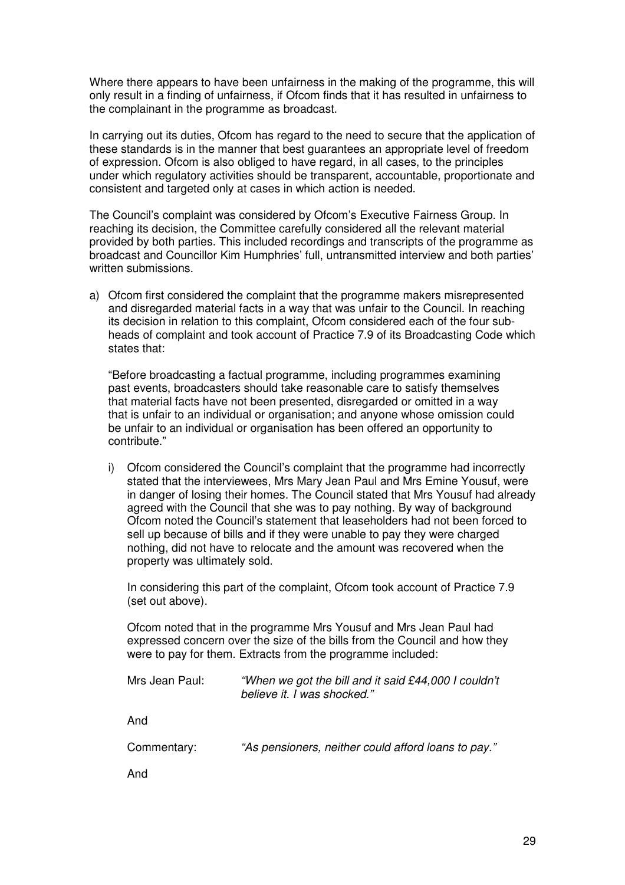Where there appears to have been unfairness in the making of the programme, this will only result in a finding of unfairness, if Ofcom finds that it has resulted in unfairness to the complainant in the programme as broadcast.

In carrying out its duties, Ofcom has regard to the need to secure that the application of these standards is in the manner that best guarantees an appropriate level of freedom of expression. Ofcom is also obliged to have regard, in all cases, to the principles under which regulatory activities should be transparent, accountable, proportionate and consistent and targeted only at cases in which action is needed.

The Council's complaint was considered by Ofcom's Executive Fairness Group. In reaching its decision, the Committee carefully considered all the relevant material provided by both parties. This included recordings and transcripts of the programme as broadcast and Councillor Kim Humphries' full, untransmitted interview and both parties' written submissions.

a) Ofcom first considered the complaint that the programme makers misrepresented and disregarded material facts in a way that was unfair to the Council. In reaching its decision in relation to this complaint, Ofcom considered each of the four sub-heads of complaint and took account of Practice 7.9 of its Broadcasting Code which states that:

   "Before broadcasting a factual programme, including programmes examining past events, broadcasters should take reasonable care to satisfy themselves that material facts have not been presented, disregarded or omitted in a way that is unfair to an individual or organisation; and anyone whose omission could be unfair to an individual or organisation has been offered an opportunity to contribute."

   i) Ofcom considered the Council's complaint that the programme had incorrectly stated that the interviewees, Mrs Mary Jean Paul and Mrs Emine Yousuf, were in danger of losing their homes. The Council stated that Mrs Yousuf had already agreed with the Council that she was to pay nothing. By way of background Ofcom noted the Council's statement that leaseholders had not been forced to sell up because of bills and if they were unable to pay they were charged nothing, did not have to relocate and the amount was recovered when the property was ultimately sold.

      In considering this part of the complaint, Ofcom took account of Practice 7.9 (set out above).

      Ofcom noted that in the programme Mrs Yousuf and Mrs Jean Paul had expressed concern over the size of the bills from the Council and how they were to pay for them. Extracts from the programme included:

      Mrs Jean Paul: *"When we got the bill and it said £44,000 I couldn't believe it. I was shocked."*

      And

      Commentary: *"As pensioners, neither could afford loans to pay."*

      And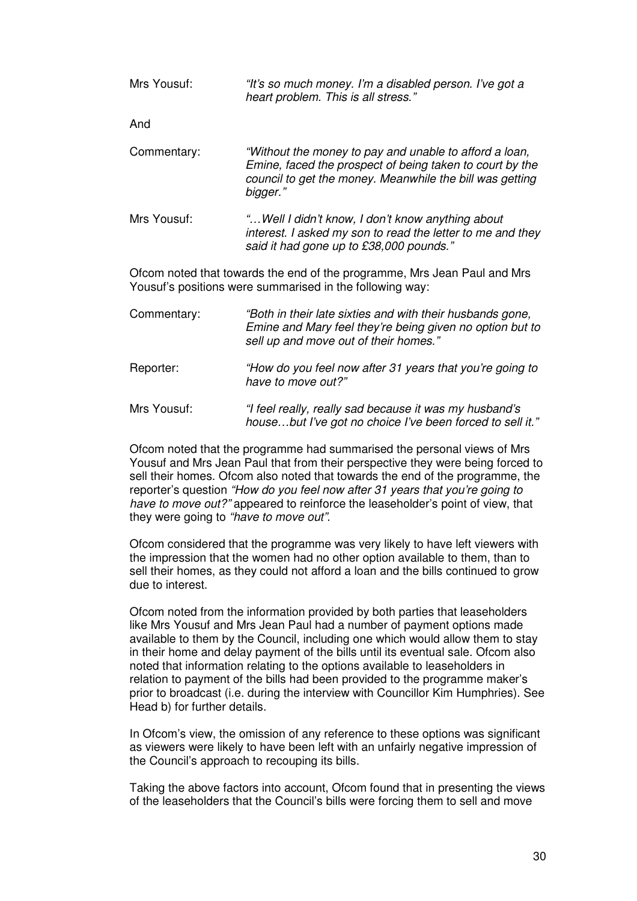Mrs Yousuf: *"It's so much money. I'm a disabled person. I've got a heart problem. This is all stress."*

And

Commentary: *"Without the money to pay and unable to afford a loan, Emine, faced the prospect of being taken to court by the council to get the money. Meanwhile the bill was getting bigger."*

Mrs Yousuf: *"…Well I didn't know, I don't know anything about interest. I asked my son to read the letter to me and they said it had gone up to £38,000 pounds."*

Ofcom noted that towards the end of the programme, Mrs Jean Paul and Mrs Yousuf's positions were summarised in the following way:

Commentary: *"Both in their late sixties and with their husbands gone, Emine and Mary feel they're being given no option but to sell up and move out of their homes."*

Reporter: *"How do you feel now after 31 years that you're going to have to move out?"*

Mrs Yousuf: *"I feel really, really sad because it was my husband's house…but I've got no choice I've been forced to sell it."*

Ofcom noted that the programme had summarised the personal views of Mrs Yousuf and Mrs Jean Paul that from their perspective they were being forced to sell their homes. Ofcom also noted that towards the end of the programme, the reporter's question *"How do you feel now after 31 years that you're going to have to move out?"* appeared to reinforce the leaseholder's point of view, that they were going to *"have to move out"*.

Ofcom considered that the programme was very likely to have left viewers with the impression that the women had no other option available to them, than to sell their homes, as they could not afford a loan and the bills continued to grow due to interest.

Ofcom noted from the information provided by both parties that leaseholders like Mrs Yousuf and Mrs Jean Paul had a number of payment options made available to them by the Council, including one which would allow them to stay in their home and delay payment of the bills until its eventual sale. Ofcom also noted that information relating to the options available to leaseholders in relation to payment of the bills had been provided to the programme maker's prior to broadcast (i.e. during the interview with Councillor Kim Humphries). See Head b) for further details.

In Ofcom's view, the omission of any reference to these options was significant as viewers were likely to have been left with an unfairly negative impression of the Council's approach to recouping its bills.

Taking the above factors into account, Ofcom found that in presenting the views of the leaseholders that the Council's bills were forcing them to sell and move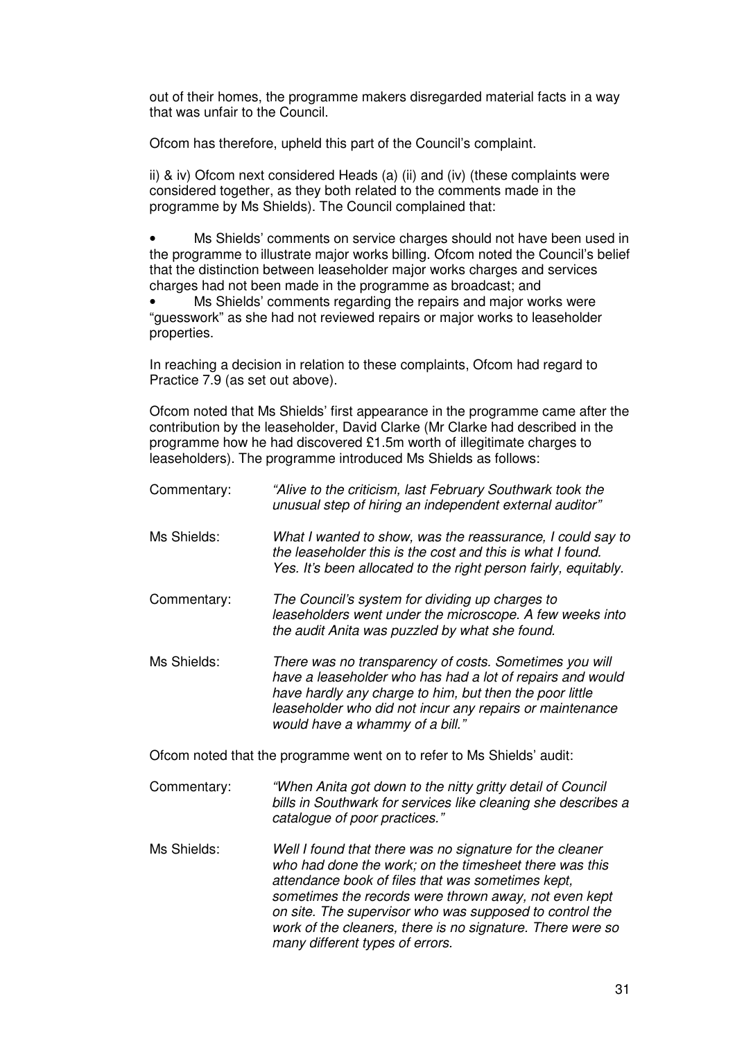out of their homes, the programme makers disregarded material facts in a way that was unfair to the Council.

Ofcom has therefore, upheld this part of the Council's complaint.

ii) & iv) Ofcom next considered Heads (a) (ii) and (iv) (these complaints were considered together, as they both related to the comments made in the programme by Ms Shields). The Council complained that:

- Ms Shields' comments on service charges should not have been used in the programme to illustrate major works billing. Ofcom noted the Council's belief that the distinction between leaseholder major works charges and services charges had not been made in the programme as broadcast; and
- Ms Shields' comments regarding the repairs and major works were "guesswork" as she had not reviewed repairs or major works to leaseholder properties.

In reaching a decision in relation to these complaints, Ofcom had regard to Practice 7.9 (as set out above).

Ofcom noted that Ms Shields' first appearance in the programme came after the contribution by the leaseholder, David Clarke (Mr Clarke had described in the programme how he had discovered £1.5m worth of illegitimate charges to leaseholders). The programme introduced Ms Shields as follows:

| | |
|---|---|
| Commentary: | *"Alive to the criticism, last February Southwark took the unusual step of hiring an independent external auditor"* |
| Ms Shields: | *What I wanted to show, was the reassurance, I could say to the leaseholder this is the cost and this is what I found. Yes. It's been allocated to the right person fairly, equitably.* |
| Commentary: | *The Council's system for dividing up charges to leaseholders went under the microscope. A few weeks into the audit Anita was puzzled by what she found.* |
| Ms Shields: | *There was no transparency of costs. Sometimes you will have a leaseholder who has had a lot of repairs and would have hardly any charge to him, but then the poor little leaseholder who did not incur any repairs or maintenance would have a whammy of a bill."* |

Ofcom noted that the programme went on to refer to Ms Shields' audit:

| | |
|---|---|
| Commentary: | *"When Anita got down to the nitty gritty detail of Council bills in Southwark for services like cleaning she describes a catalogue of poor practices."* |
| Ms Shields: | *Well I found that there was no signature for the cleaner who had done the work; on the timesheet there was this attendance book of files that was sometimes kept, sometimes the records were thrown away, not even kept on site. The supervisor who was supposed to control the work of the cleaners, there is no signature. There were so many different types of errors.* |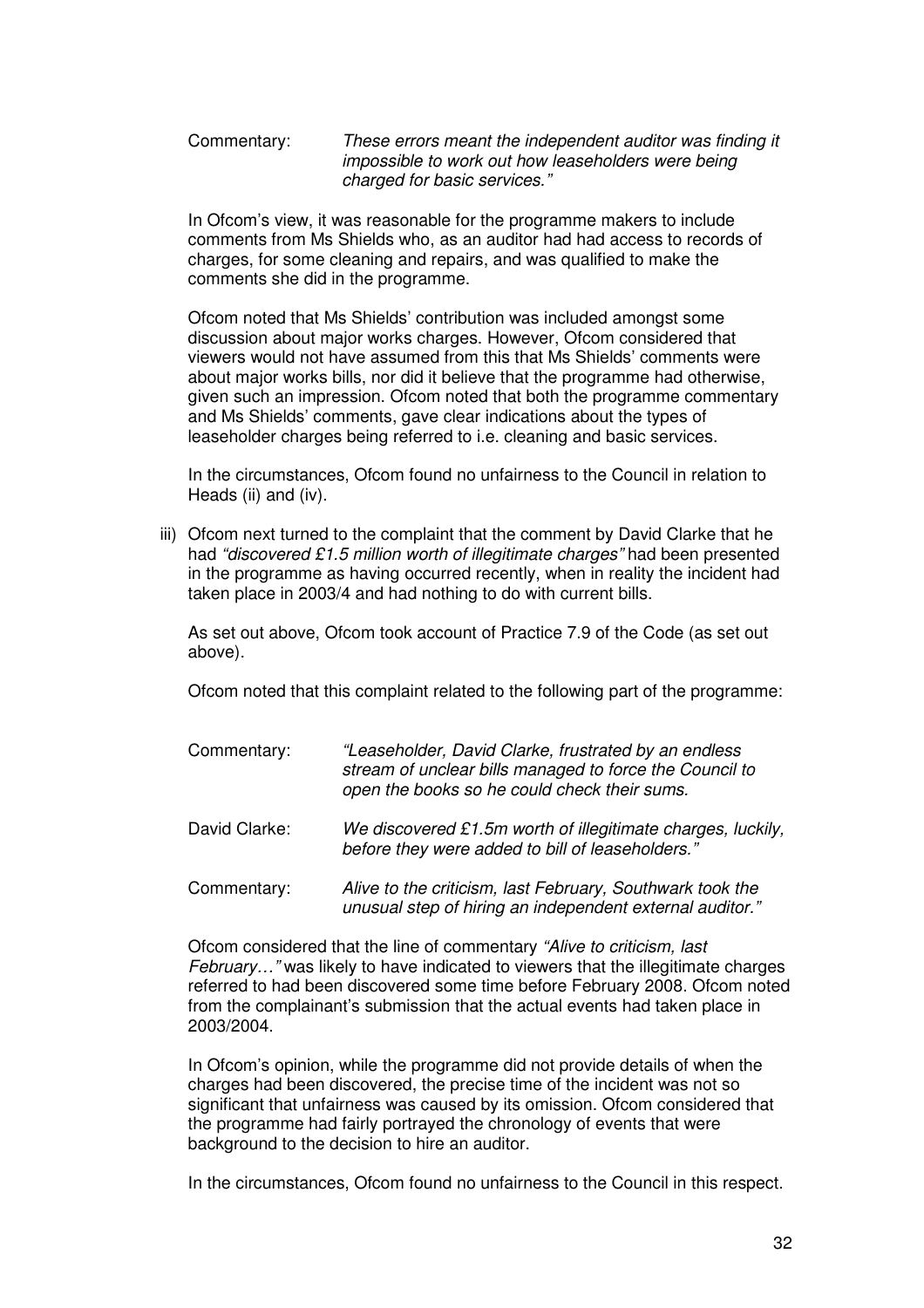Commentary: *These errors meant the independent auditor was finding it impossible to work out how leaseholders were being charged for basic services."*

In Ofcom's view, it was reasonable for the programme makers to include comments from Ms Shields who, as an auditor had had access to records of charges, for some cleaning and repairs, and was qualified to make the comments she did in the programme.

Ofcom noted that Ms Shields' contribution was included amongst some discussion about major works charges. However, Ofcom considered that viewers would not have assumed from this that Ms Shields' comments were about major works bills, nor did it believe that the programme had otherwise, given such an impression. Ofcom noted that both the programme commentary and Ms Shields' comments, gave clear indications about the types of leaseholder charges being referred to i.e. cleaning and basic services.

In the circumstances, Ofcom found no unfairness to the Council in relation to Heads (ii) and (iv).

iii) Ofcom next turned to the complaint that the comment by David Clarke that he had *"discovered £1.5 million worth of illegitimate charges"* had been presented in the programme as having occurred recently, when in reality the incident had taken place in 2003/4 and had nothing to do with current bills.

As set out above, Ofcom took account of Practice 7.9 of the Code (as set out above).

Ofcom noted that this complaint related to the following part of the programme:

Commentary: *"Leaseholder, David Clarke, frustrated by an endless stream of unclear bills managed to force the Council to open the books so he could check their sums.*

David Clarke: *We discovered £1.5m worth of illegitimate charges, luckily, before they were added to bill of leaseholders."*

Commentary: *Alive to the criticism, last February, Southwark took the unusual step of hiring an independent external auditor."*

Ofcom considered that the line of commentary *"Alive to criticism, last February…"* was likely to have indicated to viewers that the illegitimate charges referred to had been discovered some time before February 2008. Ofcom noted from the complainant's submission that the actual events had taken place in 2003/2004.

In Ofcom's opinion, while the programme did not provide details of when the charges had been discovered, the precise time of the incident was not so significant that unfairness was caused by its omission. Ofcom considered that the programme had fairly portrayed the chronology of events that were background to the decision to hire an auditor.

In the circumstances, Ofcom found no unfairness to the Council in this respect.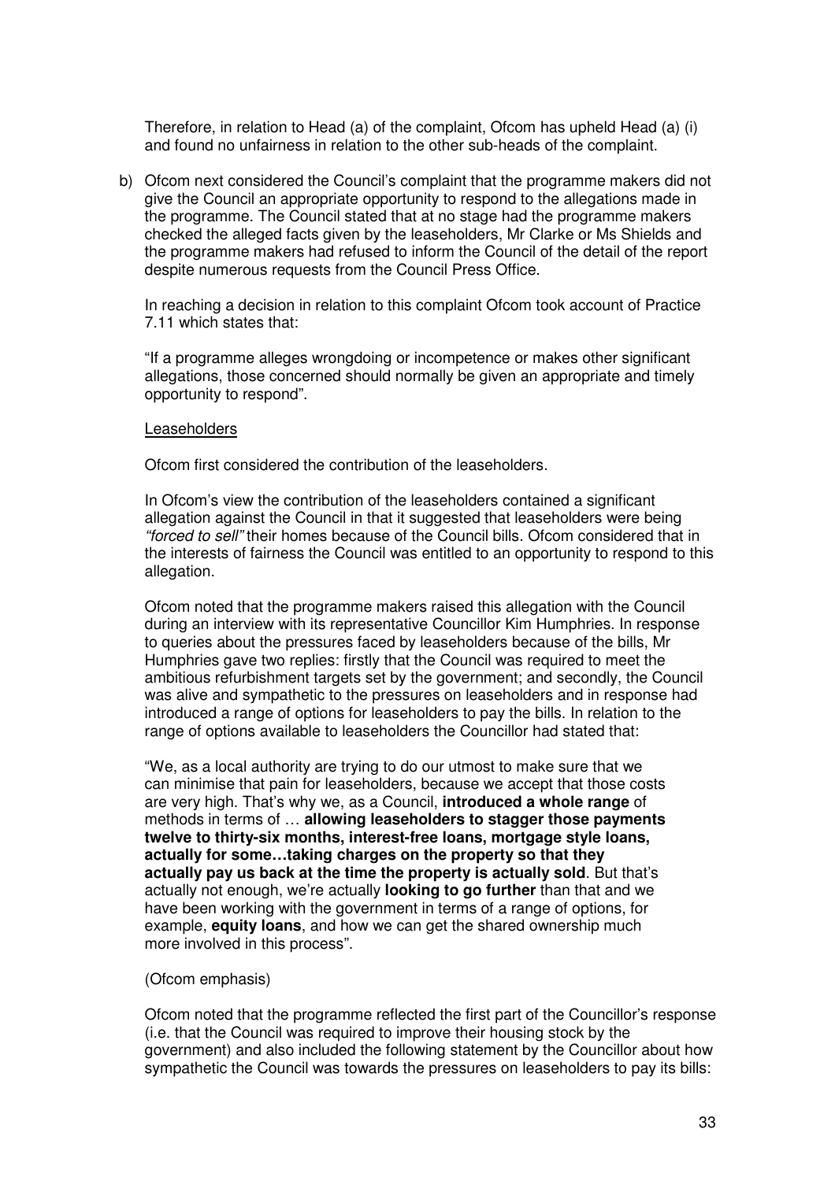Therefore, in relation to Head (a) of the complaint, Ofcom has upheld Head (a) (i) and found no unfairness in relation to the other sub-heads of the complaint.

b) Ofcom next considered the Council's complaint that the programme makers did not give the Council an appropriate opportunity to respond to the allegations made in the programme. The Council stated that at no stage had the programme makers checked the alleged facts given by the leaseholders, Mr Clarke or Ms Shields and the programme makers had refused to inform the Council of the detail of the report despite numerous requests from the Council Press Office.

   In reaching a decision in relation to this complaint Ofcom took account of Practice 7.11 which states that:

   "If a programme alleges wrongdoing or incompetence or makes other significant allegations, those concerned should normally be given an appropriate and timely opportunity to respond".

   Leaseholders

   Ofcom first considered the contribution of the leaseholders.

   In Ofcom's view the contribution of the leaseholders contained a significant allegation against the Council in that it suggested that leaseholders were being *"forced to sell"* their homes because of the Council bills. Ofcom considered that in the interests of fairness the Council was entitled to an opportunity to respond to this allegation.

   Ofcom noted that the programme makers raised this allegation with the Council during an interview with its representative Councillor Kim Humphries. In response to queries about the pressures faced by leaseholders because of the bills, Mr Humphries gave two replies: firstly that the Council was required to meet the ambitious refurbishment targets set by the government; and secondly, the Council was alive and sympathetic to the pressures on leaseholders and in response had introduced a range of options for leaseholders to pay the bills. In relation to the range of options available to leaseholders the Councillor had stated that:

   "We, as a local authority are trying to do our utmost to make sure that we can minimise that pain for leaseholders, because we accept that those costs are very high. That's why we, as a Council, **introduced a whole range** of methods in terms of … **allowing leaseholders to stagger those payments twelve to thirty-six months, interest-free loans, mortgage style loans, actually for some…taking charges on the property so that they actually pay us back at the time the property is actually sold**. But that's actually not enough, we're actually **looking to go further** than that and we have been working with the government in terms of a range of options, for example, **equity loans**, and how we can get the shared ownership much more involved in this process".

   (Ofcom emphasis)

   Ofcom noted that the programme reflected the first part of the Councillor's response (i.e. that the Council was required to improve their housing stock by the government) and also included the following statement by the Councillor about how sympathetic the Council was towards the pressures on leaseholders to pay its bills: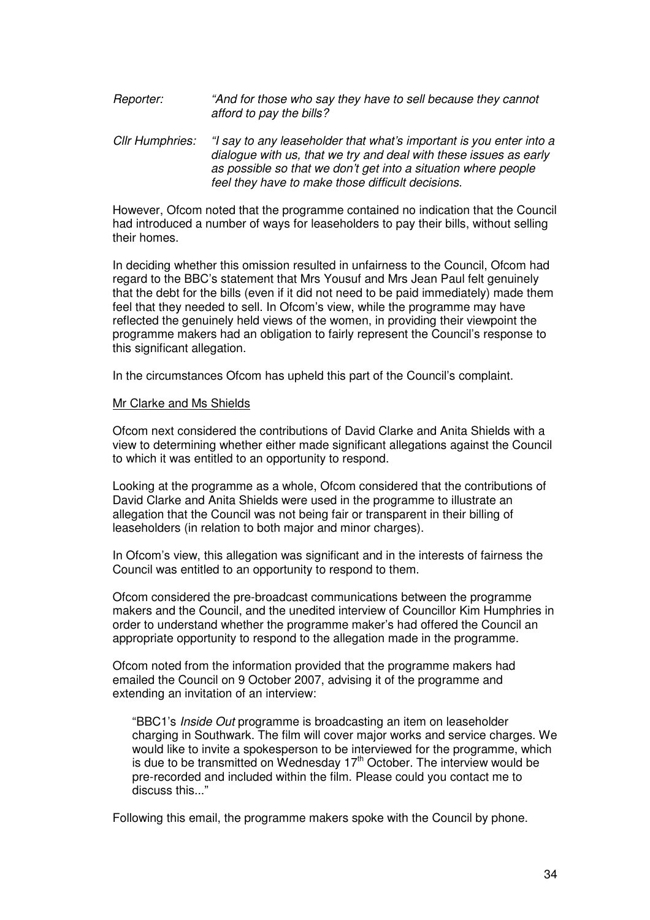*Reporter:* *"And for those who say they have to sell because they cannot afford to pay the bills?*

*Cllr Humphries:* *"I say to any leaseholder that what's important is you enter into a dialogue with us, that we try and deal with these issues as early as possible so that we don't get into a situation where people feel they have to make those difficult decisions.*

However, Ofcom noted that the programme contained no indication that the Council had introduced a number of ways for leaseholders to pay their bills, without selling their homes.

In deciding whether this omission resulted in unfairness to the Council, Ofcom had regard to the BBC's statement that Mrs Yousuf and Mrs Jean Paul felt genuinely that the debt for the bills (even if it did not need to be paid immediately) made them feel that they needed to sell. In Ofcom's view, while the programme may have reflected the genuinely held views of the women, in providing their viewpoint the programme makers had an obligation to fairly represent the Council's response to this significant allegation.

In the circumstances Ofcom has upheld this part of the Council's complaint.

Mr Clarke and Ms Shields

Ofcom next considered the contributions of David Clarke and Anita Shields with a view to determining whether either made significant allegations against the Council to which it was entitled to an opportunity to respond.

Looking at the programme as a whole, Ofcom considered that the contributions of David Clarke and Anita Shields were used in the programme to illustrate an allegation that the Council was not being fair or transparent in their billing of leaseholders (in relation to both major and minor charges).

In Ofcom's view, this allegation was significant and in the interests of fairness the Council was entitled to an opportunity to respond to them.

Ofcom considered the pre-broadcast communications between the programme makers and the Council, and the unedited interview of Councillor Kim Humphries in order to understand whether the programme maker's had offered the Council an appropriate opportunity to respond to the allegation made in the programme.

Ofcom noted from the information provided that the programme makers had emailed the Council on 9 October 2007, advising it of the programme and extending an invitation of an interview:

> "BBC1's *Inside Out* programme is broadcasting an item on leaseholder charging in Southwark. The film will cover major works and service charges. We would like to invite a spokesperson to be interviewed for the programme, which is due to be transmitted on Wednesday 17th October. The interview would be pre-recorded and included within the film. Please could you contact me to discuss this..."

Following this email, the programme makers spoke with the Council by phone.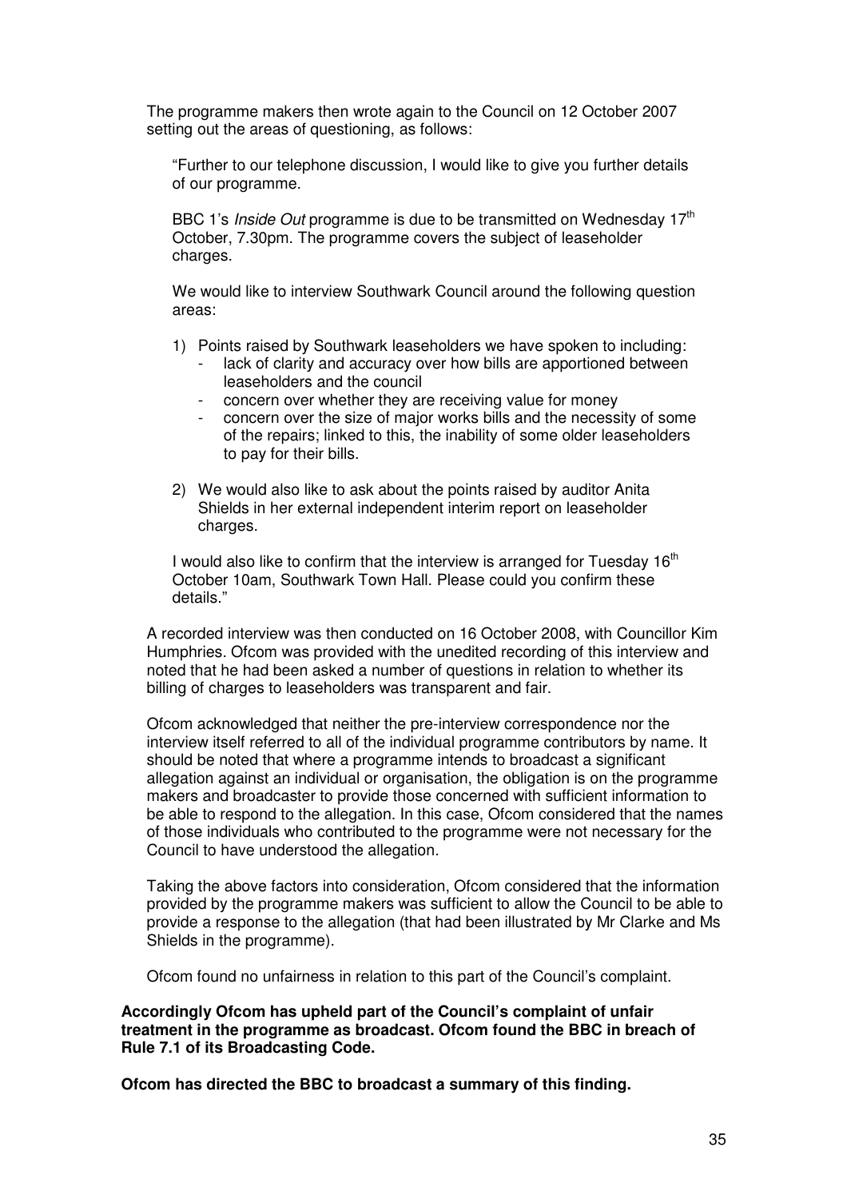The programme makers then wrote again to the Council on 12 October 2007 setting out the areas of questioning, as follows:

> "Further to our telephone discussion, I would like to give you further details of our programme.
>
> BBC 1's *Inside Out* programme is due to be transmitted on Wednesday 17th October, 7.30pm. The programme covers the subject of leaseholder charges.
>
> We would like to interview Southwark Council around the following question areas:
>
> 1) Points raised by Southwark leaseholders we have spoken to including:
>     - lack of clarity and accuracy over how bills are apportioned between leaseholders and the council
>     - concern over whether they are receiving value for money
>     - concern over the size of major works bills and the necessity of some of the repairs; linked to this, the inability of some older leaseholders to pay for their bills.
>
> 2) We would also like to ask about the points raised by auditor Anita Shields in her external independent interim report on leaseholder charges.
>
> I would also like to confirm that the interview is arranged for Tuesday 16th October 10am, Southwark Town Hall. Please could you confirm these details."

A recorded interview was then conducted on 16 October 2008, with Councillor Kim Humphries. Ofcom was provided with the unedited recording of this interview and noted that he had been asked a number of questions in relation to whether its billing of charges to leaseholders was transparent and fair.

Ofcom acknowledged that neither the pre-interview correspondence nor the interview itself referred to all of the individual programme contributors by name. It should be noted that where a programme intends to broadcast a significant allegation against an individual or organisation, the obligation is on the programme makers and broadcaster to provide those concerned with sufficient information to be able to respond to the allegation. In this case, Ofcom considered that the names of those individuals who contributed to the programme were not necessary for the Council to have understood the allegation.

Taking the above factors into consideration, Ofcom considered that the information provided by the programme makers was sufficient to allow the Council to be able to provide a response to the allegation (that had been illustrated by Mr Clarke and Ms Shields in the programme).

Ofcom found no unfairness in relation to this part of the Council's complaint.

**Accordingly Ofcom has upheld part of the Council's complaint of unfair treatment in the programme as broadcast. Ofcom found the BBC in breach of Rule 7.1 of its Broadcasting Code.**

**Ofcom has directed the BBC to broadcast a summary of this finding.**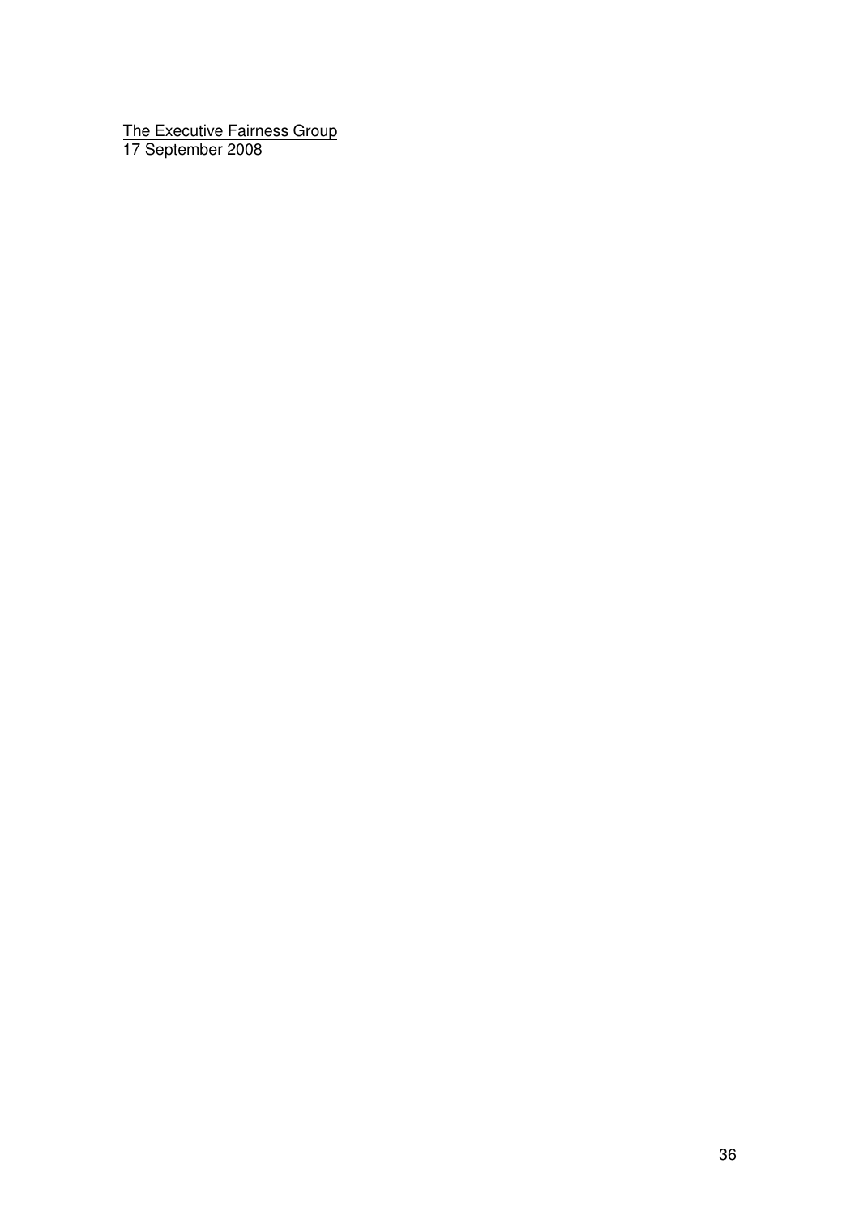<u>The Executive Fairness Group</u>
17 September 2008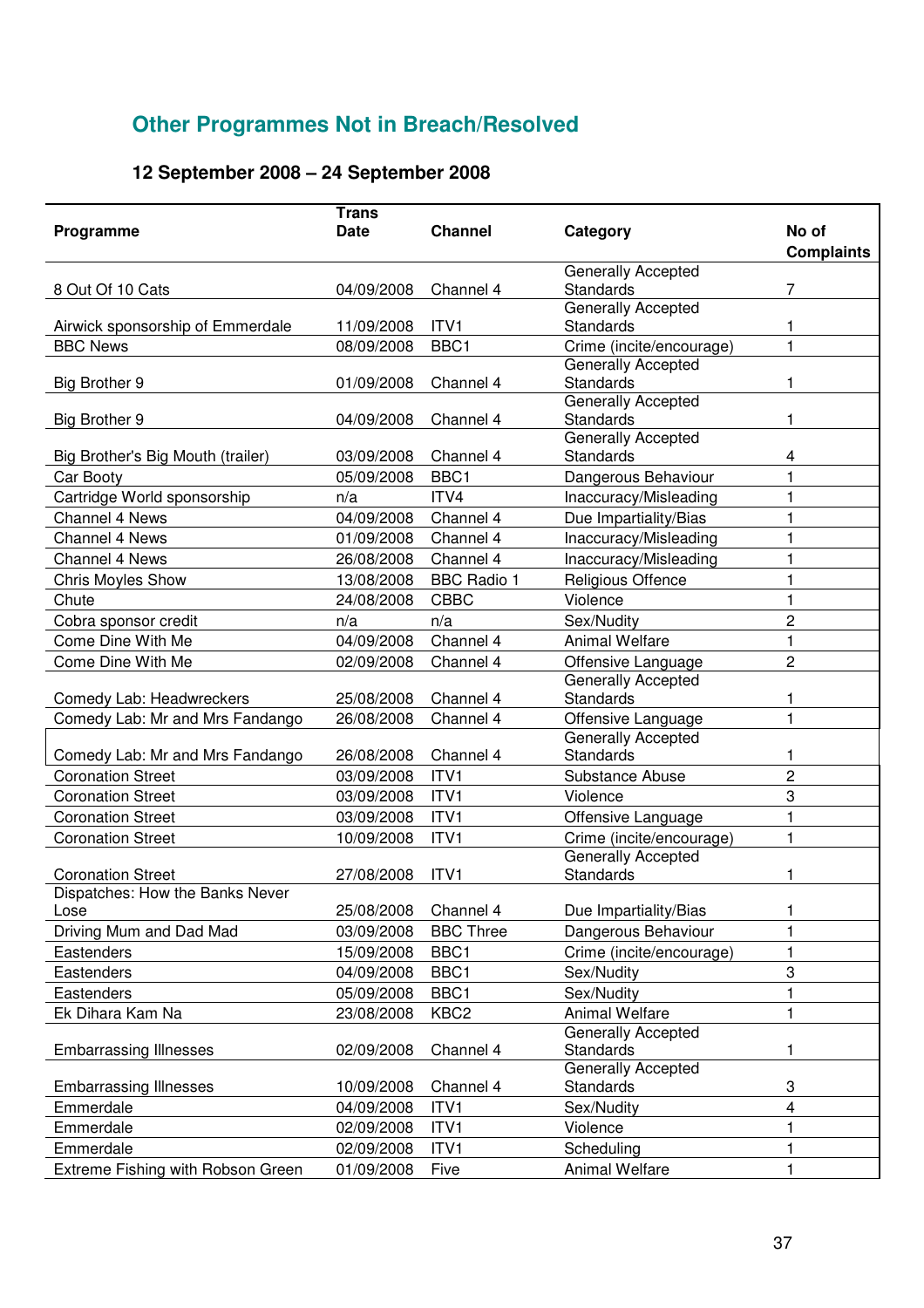## Other Programmes Not in Breach/Resolved

### 12 September 2008 – 24 September 2008

| Programme | Trans Date | Channel | Category | No of Complaints |
|---|---|---|---|---|
| 8 Out Of 10 Cats | 04/09/2008 | Channel 4 | Generally Accepted Standards | 7 |
| Airwick sponsorship of Emmerdale | 11/09/2008 | ITV1 | Generally Accepted Standards | 1 |
| BBC News | 08/09/2008 | BBC1 | Crime (incite/encourage) | 1 |
| Big Brother 9 | 01/09/2008 | Channel 4 | Generally Accepted Standards | 1 |
| Big Brother 9 | 04/09/2008 | Channel 4 | Generally Accepted Standards | 1 |
| Big Brother's Big Mouth (trailer) | 03/09/2008 | Channel 4 | Generally Accepted Standards | 4 |
| Car Booty | 05/09/2008 | BBC1 | Dangerous Behaviour | 1 |
| Cartridge World sponsorship | n/a | ITV4 | Inaccuracy/Misleading | 1 |
| Channel 4 News | 04/09/2008 | Channel 4 | Due Impartiality/Bias | 1 |
| Channel 4 News | 01/09/2008 | Channel 4 | Inaccuracy/Misleading | 1 |
| Channel 4 News | 26/08/2008 | Channel 4 | Inaccuracy/Misleading | 1 |
| Chris Moyles Show | 13/08/2008 | BBC Radio 1 | Religious Offence | 1 |
| Chute | 24/08/2008 | CBBC | Violence | 1 |
| Cobra sponsor credit | n/a | n/a | Sex/Nudity | 2 |
| Come Dine With Me | 04/09/2008 | Channel 4 | Animal Welfare | 1 |
| Come Dine With Me | 02/09/2008 | Channel 4 | Offensive Language | 2 |
| Comedy Lab: Headwreckers | 25/08/2008 | Channel 4 | Generally Accepted Standards | 1 |
| Comedy Lab: Mr and Mrs Fandango | 26/08/2008 | Channel 4 | Offensive Language | 1 |
| Comedy Lab: Mr and Mrs Fandango | 26/08/2008 | Channel 4 | Generally Accepted Standards | 1 |
| Coronation Street | 03/09/2008 | ITV1 | Substance Abuse | 2 |
| Coronation Street | 03/09/2008 | ITV1 | Violence | 3 |
| Coronation Street | 03/09/2008 | ITV1 | Offensive Language | 1 |
| Coronation Street | 10/09/2008 | ITV1 | Crime (incite/encourage) | 1 |
| Coronation Street | 27/08/2008 | ITV1 | Generally Accepted Standards | 1 |
| Dispatches: How the Banks Never Lose | 25/08/2008 | Channel 4 | Due Impartiality/Bias | 1 |
| Driving Mum and Dad Mad | 03/09/2008 | BBC Three | Dangerous Behaviour | 1 |
| Eastenders | 15/09/2008 | BBC1 | Crime (incite/encourage) | 1 |
| Eastenders | 04/09/2008 | BBC1 | Sex/Nudity | 3 |
| Eastenders | 05/09/2008 | BBC1 | Sex/Nudity | 1 |
| Ek Dihara Kam Na | 23/08/2008 | KBC2 | Animal Welfare | 1 |
| Embarrassing Illnesses | 02/09/2008 | Channel 4 | Generally Accepted Standards | 1 |
| Embarrassing Illnesses | 10/09/2008 | Channel 4 | Generally Accepted Standards | 3 |
| Emmerdale | 04/09/2008 | ITV1 | Sex/Nudity | 4 |
| Emmerdale | 02/09/2008 | ITV1 | Violence | 1 |
| Emmerdale | 02/09/2008 | ITV1 | Scheduling | 1 |
| Extreme Fishing with Robson Green | 01/09/2008 | Five | Animal Welfare | 1 |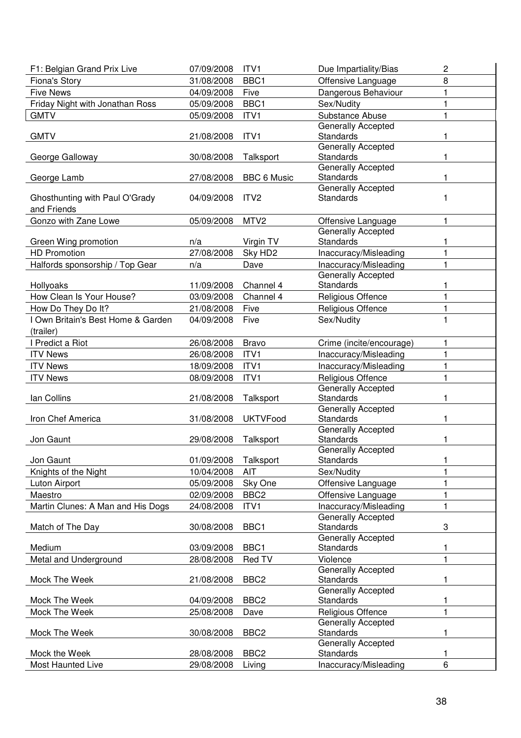| | | | | |
|---|---|---|---|---|
| F1: Belgian Grand Prix Live | 07/09/2008 | ITV1 | Due Impartiality/Bias | 2 |
| Fiona's Story | 31/08/2008 | BBC1 | Offensive Language | 8 |
| Five News | 04/09/2008 | Five | Dangerous Behaviour | 1 |
| Friday Night with Jonathan Ross | 05/09/2008 | BBC1 | Sex/Nudity | 1 |
| GMTV | 05/09/2008 | ITV1 | Substance Abuse | 1 |
| GMTV | 21/08/2008 | ITV1 | Generally Accepted Standards | 1 |
| George Galloway | 30/08/2008 | Talksport | Generally Accepted Standards | 1 |
| George Lamb | 27/08/2008 | BBC 6 Music | Generally Accepted Standards | 1 |
| Ghosthunting with Paul O'Grady and Friends | 04/09/2008 | ITV2 | Generally Accepted Standards | 1 |
| Gonzo with Zane Lowe | 05/09/2008 | MTV2 | Offensive Language | 1 |
| Green Wing promotion | n/a | Virgin TV | Generally Accepted Standards | 1 |
| HD Promotion | 27/08/2008 | Sky HD2 | Inaccuracy/Misleading | 1 |
| Halfords sponsorship / Top Gear | n/a | Dave | Inaccuracy/Misleading | 1 |
| Hollyoaks | 11/09/2008 | Channel 4 | Generally Accepted Standards | 1 |
| How Clean Is Your House? | 03/09/2008 | Channel 4 | Religious Offence | 1 |
| How Do They Do It? | 21/08/2008 | Five | Religious Offence | 1 |
| I Own Britain's Best Home & Garden (trailer) | 04/09/2008 | Five | Sex/Nudity | 1 |
| I Predict a Riot | 26/08/2008 | Bravo | Crime (incite/encourage) | 1 |
| ITV News | 26/08/2008 | ITV1 | Inaccuracy/Misleading | 1 |
| ITV News | 18/09/2008 | ITV1 | Inaccuracy/Misleading | 1 |
| ITV News | 08/09/2008 | ITV1 | Religious Offence | 1 |
| Ian Collins | 21/08/2008 | Talksport | Generally Accepted Standards | 1 |
| Iron Chef America | 31/08/2008 | UKTVFood | Generally Accepted Standards | 1 |
| Jon Gaunt | 29/08/2008 | Talksport | Generally Accepted Standards | 1 |
| Jon Gaunt | 01/09/2008 | Talksport | Generally Accepted Standards | 1 |
| Knights of the Night | 10/04/2008 | AIT | Sex/Nudity | 1 |
| Luton Airport | 05/09/2008 | Sky One | Offensive Language | 1 |
| Maestro | 02/09/2008 | BBC2 | Offensive Language | 1 |
| Martin Clunes: A Man and His Dogs | 24/08/2008 | ITV1 | Inaccuracy/Misleading | 1 |
| Match of The Day | 30/08/2008 | BBC1 | Generally Accepted Standards | 3 |
| Medium | 03/09/2008 | BBC1 | Generally Accepted Standards | 1 |
| Metal and Underground | 28/08/2008 | Red TV | Violence | 1 |
| Mock The Week | 21/08/2008 | BBC2 | Generally Accepted Standards | 1 |
| Mock The Week | 04/09/2008 | BBC2 | Generally Accepted Standards | 1 |
| Mock The Week | 25/08/2008 | Dave | Religious Offence | 1 |
| Mock The Week | 30/08/2008 | BBC2 | Generally Accepted Standards | 1 |
| Mock the Week | 28/08/2008 | BBC2 | Generally Accepted Standards | 1 |
| Most Haunted Live | 29/08/2008 | Living | Inaccuracy/Misleading | 6 |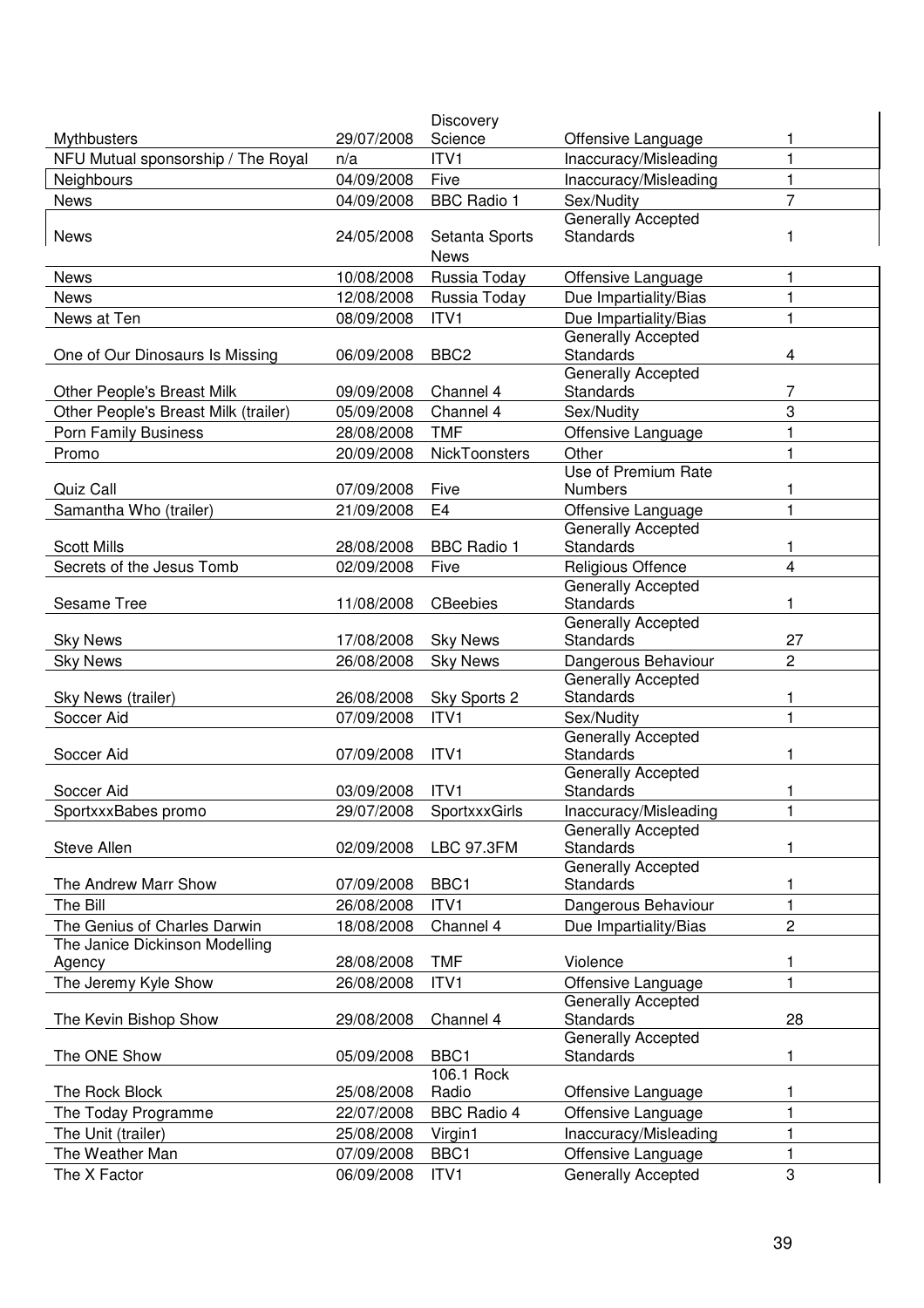| | | | | |
|---|---|---|---|---|
| Mythbusters | 29/07/2008 | Discovery Science | Offensive Language | 1 |
| NFU Mutual sponsorship / The Royal | n/a | ITV1 | Inaccuracy/Misleading | 1 |
| Neighbours | 04/09/2008 | Five | Inaccuracy/Misleading | 1 |
| News | 04/09/2008 | BBC Radio 1 | Sex/Nudity | 7 |
| News | 24/05/2008 | Setanta Sports News | Generally Accepted Standards | 1 |
| News | 10/08/2008 | Russia Today | Offensive Language | 1 |
| News | 12/08/2008 | Russia Today | Due Impartiality/Bias | 1 |
| News at Ten | 08/09/2008 | ITV1 | Due Impartiality/Bias | 1 |
| One of Our Dinosaurs Is Missing | 06/09/2008 | BBC2 | Generally Accepted Standards | 4 |
| Other People's Breast Milk | 09/09/2008 | Channel 4 | Generally Accepted Standards | 7 |
| Other People's Breast Milk (trailer) | 05/09/2008 | Channel 4 | Sex/Nudity | 3 |
| Porn Family Business | 28/08/2008 | TMF | Offensive Language | 1 |
| Promo | 20/09/2008 | NickToonsters | Other | 1 |
| Quiz Call | 07/09/2008 | Five | Use of Premium Rate Numbers | 1 |
| Samantha Who (trailer) | 21/09/2008 | E4 | Offensive Language | 1 |
| Scott Mills | 28/08/2008 | BBC Radio 1 | Generally Accepted Standards | 1 |
| Secrets of the Jesus Tomb | 02/09/2008 | Five | Religious Offence | 4 |
| Sesame Tree | 11/08/2008 | CBeebies | Generally Accepted Standards | 1 |
| Sky News | 17/08/2008 | Sky News | Generally Accepted Standards | 27 |
| Sky News | 26/08/2008 | Sky News | Dangerous Behaviour | 2 |
| Sky News (trailer) | 26/08/2008 | Sky Sports 2 | Generally Accepted Standards | 1 |
| Soccer Aid | 07/09/2008 | ITV1 | Sex/Nudity | 1 |
| Soccer Aid | 07/09/2008 | ITV1 | Generally Accepted Standards | 1 |
| Soccer Aid | 03/09/2008 | ITV1 | Generally Accepted Standards | 1 |
| SportxxxBabes promo | 29/07/2008 | SportxxxGirls | Inaccuracy/Misleading | 1 |
| Steve Allen | 02/09/2008 | LBC 97.3FM | Generally Accepted Standards | 1 |
| The Andrew Marr Show | 07/09/2008 | BBC1 | Generally Accepted Standards | 1 |
| The Bill | 26/08/2008 | ITV1 | Dangerous Behaviour | 1 |
| The Genius of Charles Darwin | 18/08/2008 | Channel 4 | Due Impartiality/Bias | 2 |
| The Janice Dickinson Modelling Agency | 28/08/2008 | TMF | Violence | 1 |
| The Jeremy Kyle Show | 26/08/2008 | ITV1 | Offensive Language | 1 |
| The Kevin Bishop Show | 29/08/2008 | Channel 4 | Generally Accepted Standards | 28 |
| The ONE Show | 05/09/2008 | BBC1 | Generally Accepted Standards | 1 |
| The Rock Block | 25/08/2008 | 106.1 Rock Radio | Offensive Language | 1 |
| The Today Programme | 22/07/2008 | BBC Radio 4 | Offensive Language | 1 |
| The Unit (trailer) | 25/08/2008 | Virgin1 | Inaccuracy/Misleading | 1 |
| The Weather Man | 07/09/2008 | BBC1 | Offensive Language | 1 |
| The X Factor | 06/09/2008 | ITV1 | Generally Accepted | 3 |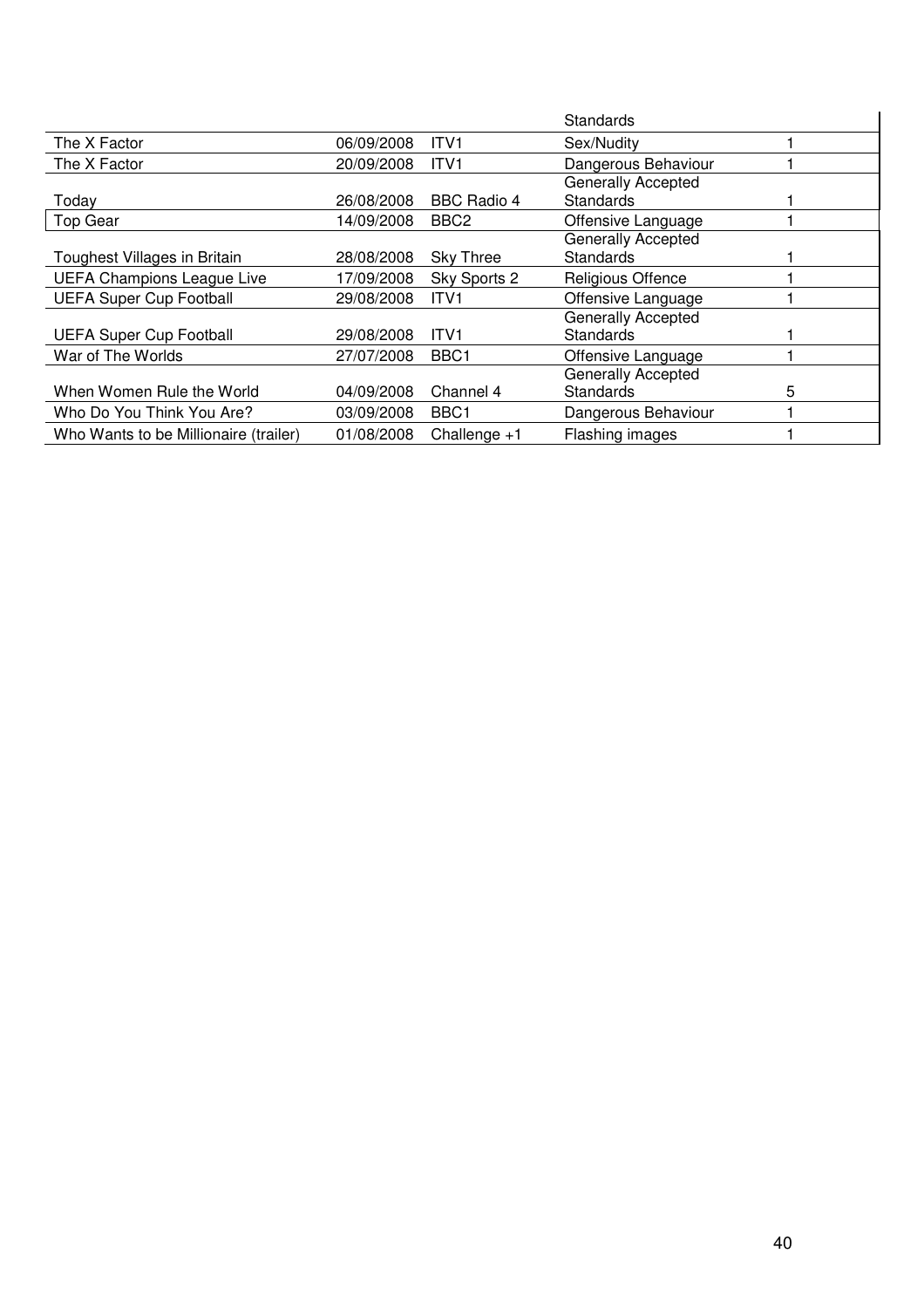| | | | | |
|---|---|---|---|---|
| | | | Standards | |
| The X Factor | 06/09/2008 | ITV1 | Sex/Nudity | 1 |
| The X Factor | 20/09/2008 | ITV1 | Dangerous Behaviour | 1 |
| Today | 26/08/2008 | BBC Radio 4 | Generally Accepted Standards | 1 |
| Top Gear | 14/09/2008 | BBC2 | Offensive Language | 1 |
| Toughest Villages in Britain | 28/08/2008 | Sky Three | Generally Accepted Standards | 1 |
| UEFA Champions League Live | 17/09/2008 | Sky Sports 2 | Religious Offence | 1 |
| UEFA Super Cup Football | 29/08/2008 | ITV1 | Offensive Language | 1 |
| UEFA Super Cup Football | 29/08/2008 | ITV1 | Generally Accepted Standards | 1 |
| War of The Worlds | 27/07/2008 | BBC1 | Offensive Language | 1 |
| When Women Rule the World | 04/09/2008 | Channel 4 | Generally Accepted Standards | 5 |
| Who Do You Think You Are? | 03/09/2008 | BBC1 | Dangerous Behaviour | 1 |
| Who Wants to be Millionaire (trailer) | 01/08/2008 | Challenge +1 | Flashing images | 1 |